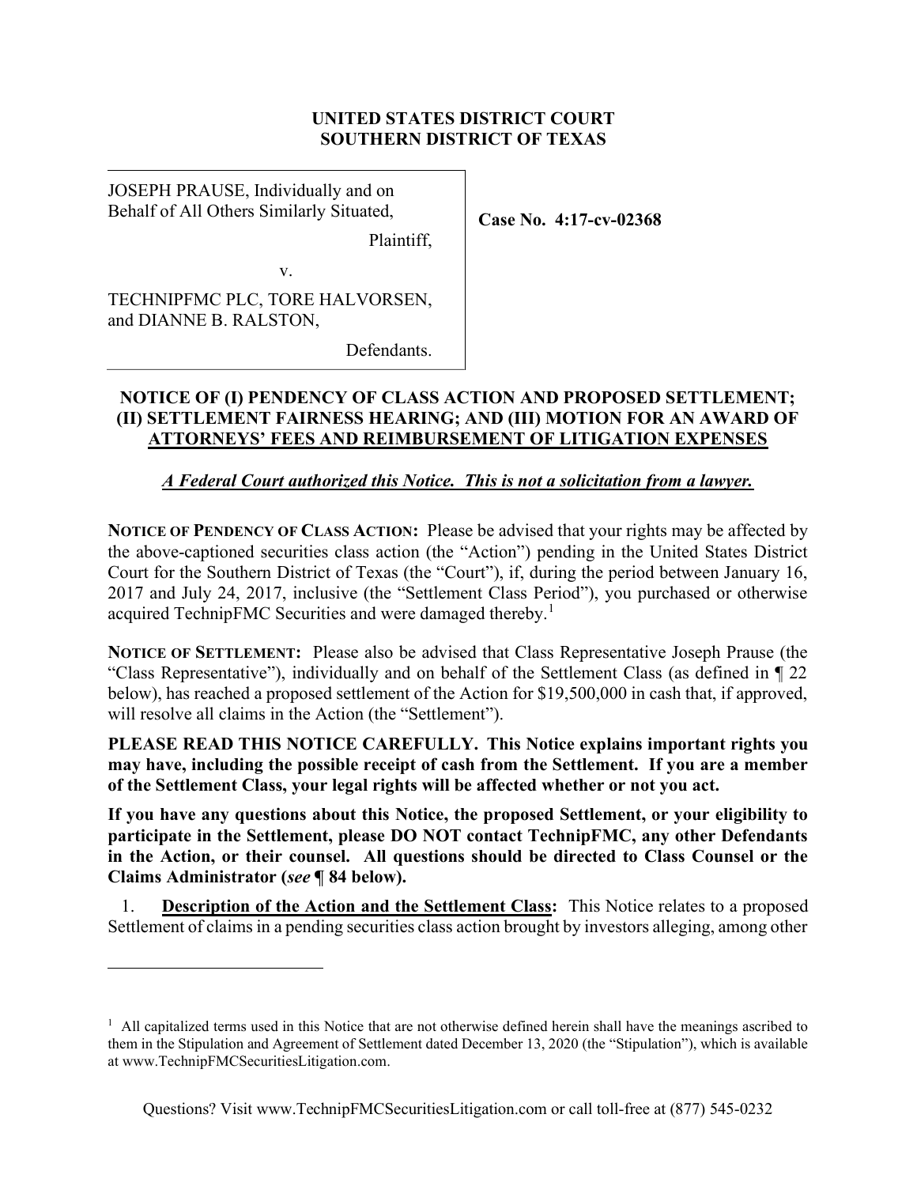**UNITED STATES DISTRICT COURT**
**SOUTHERN DISTRICT OF TEXAS**

| | |
|---|---|
| JOSEPH PRAUSE, Individually and on Behalf of All Others Similarly Situated,<br><br>Plaintiff,<br><br>v.<br><br>TECHNIPFMC PLC, TORE HALVORSEN, and DIANNE B. RALSTON,<br><br>Defendants. | **Case No. 4:17-cv-02368** |

**NOTICE OF (I) PENDENCY OF CLASS ACTION AND PROPOSED SETTLEMENT; (II) SETTLEMENT FAIRNESS HEARING; AND (III) MOTION FOR AN AWARD OF ATTORNEYS' FEES AND REIMBURSEMENT OF LITIGATION EXPENSES**

***A Federal Court authorized this Notice. This is not a solicitation from a lawyer.***

**NOTICE OF PENDENCY OF CLASS ACTION:** Please be advised that your rights may be affected by the above-captioned securities class action (the "Action") pending in the United States District Court for the Southern District of Texas (the "Court"), if, during the period between January 16, 2017 and July 24, 2017, inclusive (the "Settlement Class Period"), you purchased or otherwise acquired TechnipFMC Securities and were damaged thereby.[1]

**NOTICE OF SETTLEMENT:** Please also be advised that Class Representative Joseph Prause (the "Class Representative"), individually and on behalf of the Settlement Class (as defined in ¶ 22 below), has reached a proposed settlement of the Action for $19,500,000 in cash that, if approved, will resolve all claims in the Action (the "Settlement").

**PLEASE READ THIS NOTICE CAREFULLY. This Notice explains important rights you may have, including the possible receipt of cash from the Settlement. If you are a member of the Settlement Class, your legal rights will be affected whether or not you act.**

**If you have any questions about this Notice, the proposed Settlement, or your eligibility to participate in the Settlement, please DO NOT contact TechnipFMC, any other Defendants in the Action, or their counsel. All questions should be directed to Class Counsel or the Claims Administrator (*see* ¶ 84 below).**

1. **Description of the Action and the Settlement Class:** This Notice relates to a proposed Settlement of claims in a pending securities class action brought by investors alleging, among other

---

[1] All capitalized terms used in this Notice that are not otherwise defined herein shall have the meanings ascribed to them in the Stipulation and Agreement of Settlement dated December 13, 2020 (the "Stipulation"), which is available at www.TechnipFMCSecuritiesLitigation.com.

Questions? Visit www.TechnipFMCSecuritiesLitigation.com or call toll-free at (877) 545-0232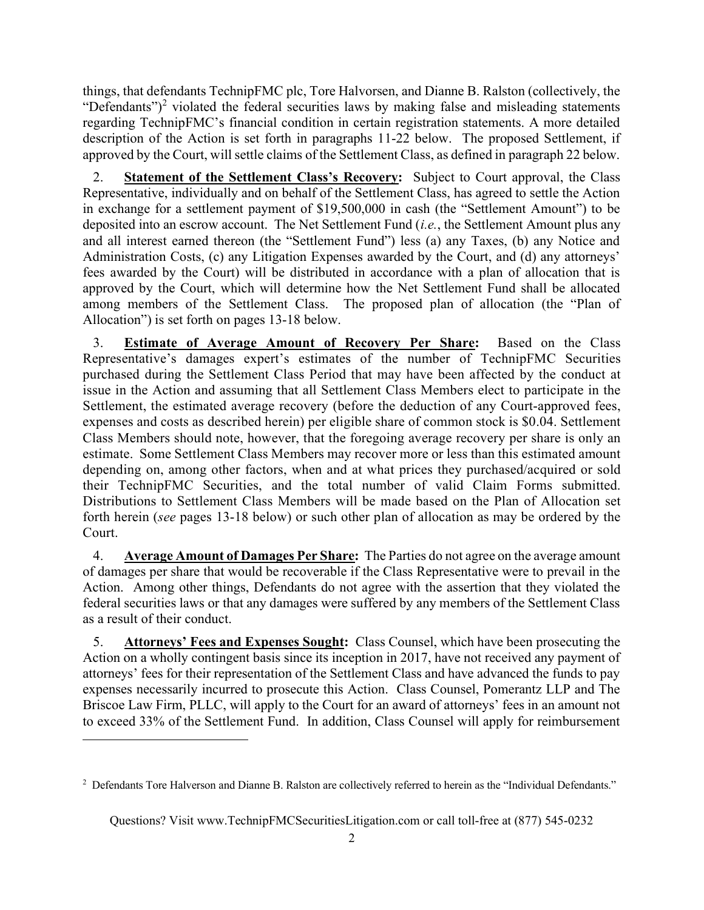things, that defendants TechnipFMC plc, Tore Halvorsen, and Dianne B. Ralston (collectively, the "Defendants")[2] violated the federal securities laws by making false and misleading statements regarding TechnipFMC's financial condition in certain registration statements. A more detailed description of the Action is set forth in paragraphs 11-22 below. The proposed Settlement, if approved by the Court, will settle claims of the Settlement Class, as defined in paragraph 22 below.

2. **Statement of the Settlement Class's Recovery:** Subject to Court approval, the Class Representative, individually and on behalf of the Settlement Class, has agreed to settle the Action in exchange for a settlement payment of $19,500,000 in cash (the "Settlement Amount") to be deposited into an escrow account. The Net Settlement Fund (*i.e.*, the Settlement Amount plus any and all interest earned thereon (the "Settlement Fund") less (a) any Taxes, (b) any Notice and Administration Costs, (c) any Litigation Expenses awarded by the Court, and (d) any attorneys' fees awarded by the Court) will be distributed in accordance with a plan of allocation that is approved by the Court, which will determine how the Net Settlement Fund shall be allocated among members of the Settlement Class. The proposed plan of allocation (the "Plan of Allocation") is set forth on pages 13-18 below.

3. **Estimate of Average Amount of Recovery Per Share:** Based on the Class Representative's damages expert's estimates of the number of TechnipFMC Securities purchased during the Settlement Class Period that may have been affected by the conduct at issue in the Action and assuming that all Settlement Class Members elect to participate in the Settlement, the estimated average recovery (before the deduction of any Court-approved fees, expenses and costs as described herein) per eligible share of common stock is $0.04. Settlement Class Members should note, however, that the foregoing average recovery per share is only an estimate. Some Settlement Class Members may recover more or less than this estimated amount depending on, among other factors, when and at what prices they purchased/acquired or sold their TechnipFMC Securities, and the total number of valid Claim Forms submitted. Distributions to Settlement Class Members will be made based on the Plan of Allocation set forth herein (*see* pages 13-18 below) or such other plan of allocation as may be ordered by the Court.

4. **Average Amount of Damages Per Share:** The Parties do not agree on the average amount of damages per share that would be recoverable if the Class Representative were to prevail in the Action. Among other things, Defendants do not agree with the assertion that they violated the federal securities laws or that any damages were suffered by any members of the Settlement Class as a result of their conduct.

5. **Attorneys' Fees and Expenses Sought:** Class Counsel, which have been prosecuting the Action on a wholly contingent basis since its inception in 2017, have not received any payment of attorneys' fees for their representation of the Settlement Class and have advanced the funds to pay expenses necessarily incurred to prosecute this Action. Class Counsel, Pomerantz LLP and The Briscoe Law Firm, PLLC, will apply to the Court for an award of attorneys' fees in an amount not to exceed 33% of the Settlement Fund. In addition, Class Counsel will apply for reimbursement

---

[2] Defendants Tore Halverson and Dianne B. Ralston are collectively referred to herein as the "Individual Defendants."

Questions? Visit www.TechnipFMCSecuritiesLitigation.com or call toll-free at (877) 545-0232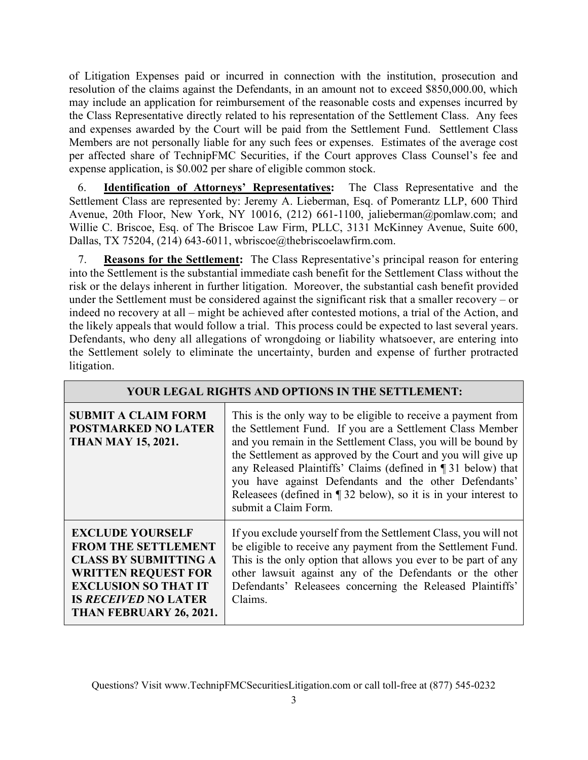of Litigation Expenses paid or incurred in connection with the institution, prosecution and resolution of the claims against the Defendants, in an amount not to exceed $850,000.00, which may include an application for reimbursement of the reasonable costs and expenses incurred by the Class Representative directly related to his representation of the Settlement Class. Any fees and expenses awarded by the Court will be paid from the Settlement Fund. Settlement Class Members are not personally liable for any such fees or expenses. Estimates of the average cost per affected share of TechnipFMC Securities, if the Court approves Class Counsel's fee and expense application, is $0.002 per share of eligible common stock.

6. **Identification of Attorneys' Representatives:** The Class Representative and the Settlement Class are represented by: Jeremy A. Lieberman, Esq. of Pomerantz LLP, 600 Third Avenue, 20th Floor, New York, NY 10016, (212) 661-1100, jalieberman@pomlaw.com; and Willie C. Briscoe, Esq. of The Briscoe Law Firm, PLLC, 3131 McKinney Avenue, Suite 600, Dallas, TX 75204, (214) 643-6011, wbriscoe@thebriscoelawfirm.com.

7. **Reasons for the Settlement:** The Class Representative's principal reason for entering into the Settlement is the substantial immediate cash benefit for the Settlement Class without the risk or the delays inherent in further litigation. Moreover, the substantial cash benefit provided under the Settlement must be considered against the significant risk that a smaller recovery – or indeed no recovery at all – might be achieved after contested motions, a trial of the Action, and the likely appeals that would follow a trial. This process could be expected to last several years. Defendants, who deny all allegations of wrongdoing or liability whatsoever, are entering into the Settlement solely to eliminate the uncertainty, burden and expense of further protracted litigation.

| YOUR LEGAL RIGHTS AND OPTIONS IN THE SETTLEMENT: | |
|---|---|
| **SUBMIT A CLAIM FORM POSTMARKED NO LATER THAN MAY 15, 2021.** | This is the only way to be eligible to receive a payment from the Settlement Fund. If you are a Settlement Class Member and you remain in the Settlement Class, you will be bound by the Settlement as approved by the Court and you will give up any Released Plaintiffs' Claims (defined in ¶ 31 below) that you have against Defendants and the other Defendants' Releasees (defined in ¶ 32 below), so it is in your interest to submit a Claim Form. |
| **EXCLUDE YOURSELF FROM THE SETTLEMENT CLASS BY SUBMITTING A WRITTEN REQUEST FOR EXCLUSION SO THAT IT IS *RECEIVED* NO LATER THAN FEBRUARY 26, 2021.** | If you exclude yourself from the Settlement Class, you will not be eligible to receive any payment from the Settlement Fund. This is the only option that allows you ever to be part of any other lawsuit against any of the Defendants or the other Defendants' Releasees concerning the Released Plaintiffs' Claims. |

Questions? Visit www.TechnipFMCSecuritiesLitigation.com or call toll-free at (877) 545-0232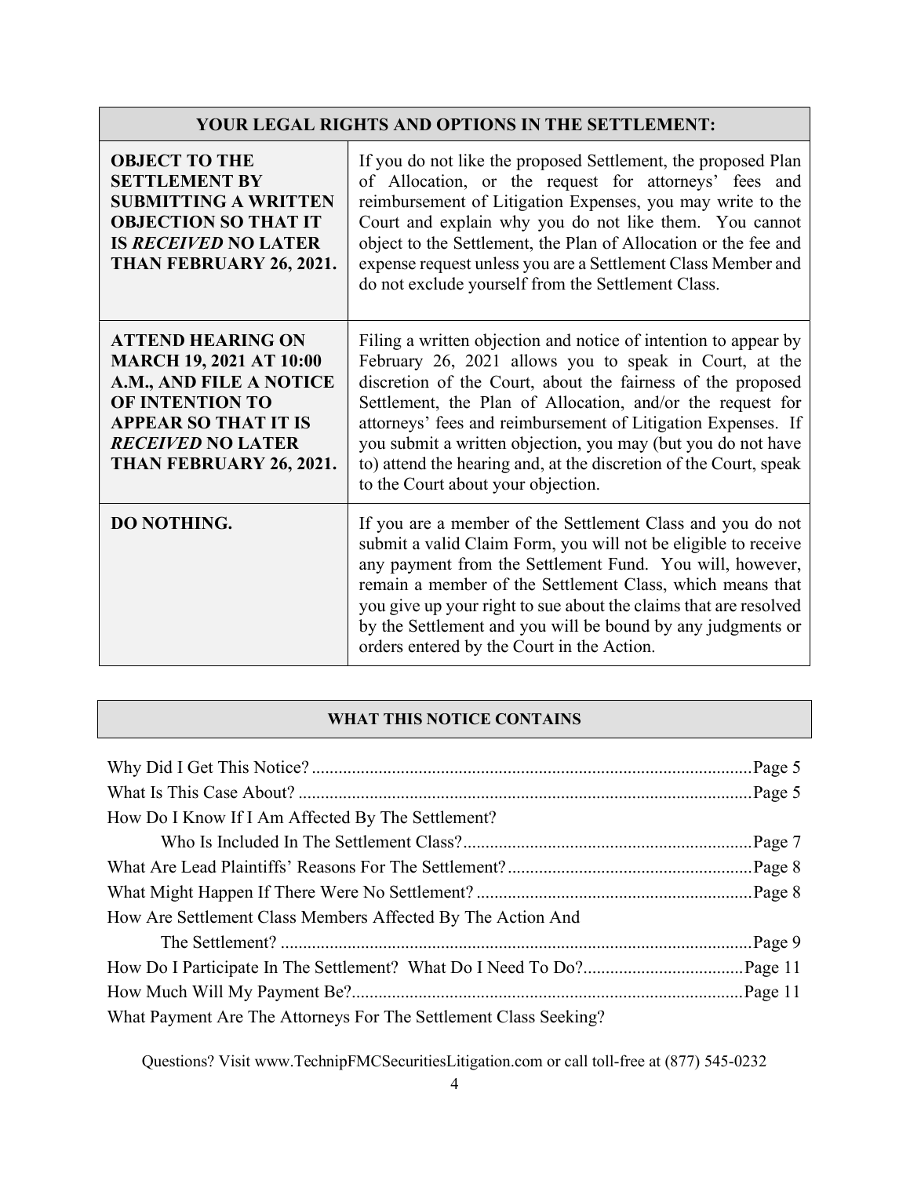| YOUR LEGAL RIGHTS AND OPTIONS IN THE SETTLEMENT: | |
|---|---|
| **OBJECT TO THE SETTLEMENT BY SUBMITTING A WRITTEN OBJECTION SO THAT IT IS *RECEIVED* NO LATER THAN FEBRUARY 26, 2021.** | If you do not like the proposed Settlement, the proposed Plan of Allocation, or the request for attorneys' fees and reimbursement of Litigation Expenses, you may write to the Court and explain why you do not like them. You cannot object to the Settlement, the Plan of Allocation or the fee and expense request unless you are a Settlement Class Member and do not exclude yourself from the Settlement Class. |
| **ATTEND HEARING ON MARCH 19, 2021 AT 10:00 A.M., AND FILE A NOTICE OF INTENTION TO APPEAR SO THAT IT IS *RECEIVED* NO LATER THAN FEBRUARY 26, 2021.** | Filing a written objection and notice of intention to appear by February 26, 2021 allows you to speak in Court, at the discretion of the Court, about the fairness of the proposed Settlement, the Plan of Allocation, and/or the request for attorneys' fees and reimbursement of Litigation Expenses. If you submit a written objection, you may (but you do not have to) attend the hearing and, at the discretion of the Court, speak to the Court about your objection. |
| **DO NOTHING.** | If you are a member of the Settlement Class and you do not submit a valid Claim Form, you will not be eligible to receive any payment from the Settlement Fund. You will, however, remain a member of the Settlement Class, which means that you give up your right to sue about the claims that are resolved by the Settlement and you will be bound by any judgments or orders entered by the Court in the Action. |

**WHAT THIS NOTICE CONTAINS**

Why Did I Get This Notice? .......... Page 5
What Is This Case About? .......... Page 5
How Do I Know If I Am Affected By The Settlement?
    Who Is Included In The Settlement Class? .......... Page 7
What Are Lead Plaintiffs' Reasons For The Settlement? .......... Page 8
What Might Happen If There Were No Settlement? .......... Page 8
How Are Settlement Class Members Affected By The Action And
    The Settlement? .......... Page 9
How Do I Participate In The Settlement? What Do I Need To Do? .......... Page 11
How Much Will My Payment Be? .......... Page 11
What Payment Are The Attorneys For The Settlement Class Seeking?

Questions? Visit www.TechnipFMCSecuritiesLitigation.com or call toll-free at (877) 545-0232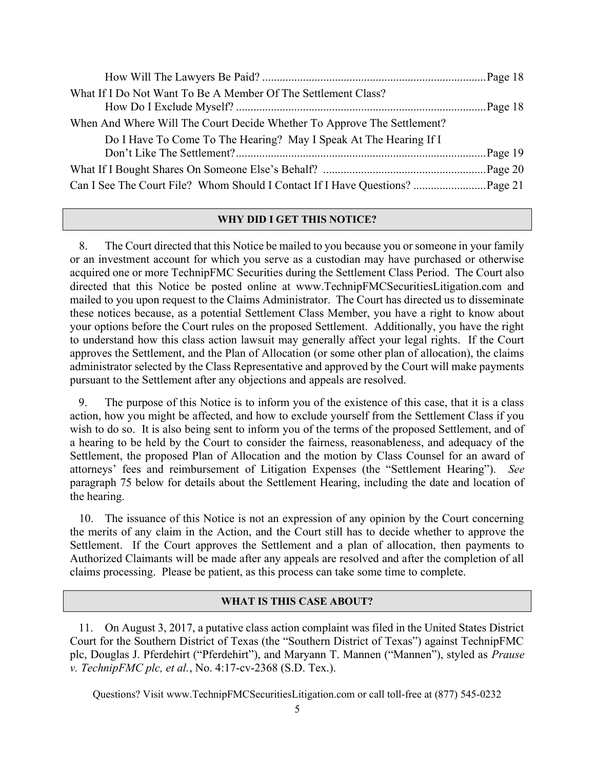How Will The Lawyers Be Paid? ............................................................................ Page 18

What If I Do Not Want To Be A Member Of The Settlement Class? How Do I Exclude Myself? ...................................................................................... Page 18

When And Where Will The Court Decide Whether To Approve The Settlement? Do I Have To Come To The Hearing? May I Speak At The Hearing If I Don't Like The Settlement? ...................................................................................... Page 19

What If I Bought Shares On Someone Else's Behalf? ........................................................ Page 20

Can I See The Court File? Whom Should I Contact If I Have Questions? ......................... Page 21

## WHY DID I GET THIS NOTICE?

8. The Court directed that this Notice be mailed to you because you or someone in your family or an investment account for which you serve as a custodian may have purchased or otherwise acquired one or more TechnipFMC Securities during the Settlement Class Period. The Court also directed that this Notice be posted online at www.TechnipFMCSecuritiesLitigation.com and mailed to you upon request to the Claims Administrator. The Court has directed us to disseminate these notices because, as a potential Settlement Class Member, you have a right to know about your options before the Court rules on the proposed Settlement. Additionally, you have the right to understand how this class action lawsuit may generally affect your legal rights. If the Court approves the Settlement, and the Plan of Allocation (or some other plan of allocation), the claims administrator selected by the Class Representative and approved by the Court will make payments pursuant to the Settlement after any objections and appeals are resolved.

9. The purpose of this Notice is to inform you of the existence of this case, that it is a class action, how you might be affected, and how to exclude yourself from the Settlement Class if you wish to do so. It is also being sent to inform you of the terms of the proposed Settlement, and of a hearing to be held by the Court to consider the fairness, reasonableness, and adequacy of the Settlement, the proposed Plan of Allocation and the motion by Class Counsel for an award of attorneys' fees and reimbursement of Litigation Expenses (the "Settlement Hearing"). *See* paragraph 75 below for details about the Settlement Hearing, including the date and location of the hearing.

10. The issuance of this Notice is not an expression of any opinion by the Court concerning the merits of any claim in the Action, and the Court still has to decide whether to approve the Settlement. If the Court approves the Settlement and a plan of allocation, then payments to Authorized Claimants will be made after any appeals are resolved and after the completion of all claims processing. Please be patient, as this process can take some time to complete.

## WHAT IS THIS CASE ABOUT?

11. On August 3, 2017, a putative class action complaint was filed in the United States District Court for the Southern District of Texas (the "Southern District of Texas") against TechnipFMC plc, Douglas J. Pferdehirt ("Pferdehirt"), and Maryann T. Mannen ("Mannen"), styled as *Prause v. TechnipFMC plc, et al.*, No. 4:17-cv-2368 (S.D. Tex.).

Questions? Visit www.TechnipFMCSecuritiesLitigation.com or call toll-free at (877) 545-0232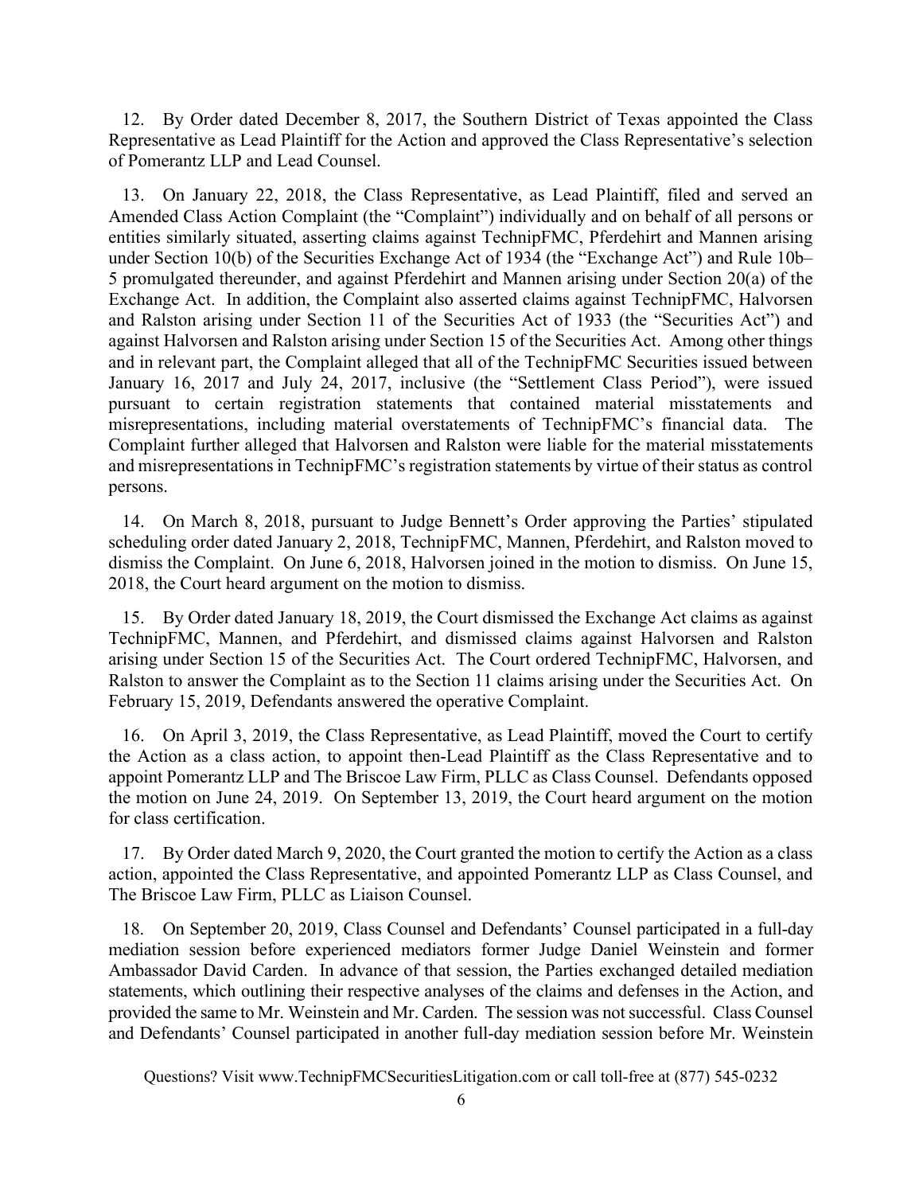12. By Order dated December 8, 2017, the Southern District of Texas appointed the Class Representative as Lead Plaintiff for the Action and approved the Class Representative's selection of Pomerantz LLP and Lead Counsel.

13. On January 22, 2018, the Class Representative, as Lead Plaintiff, filed and served an Amended Class Action Complaint (the "Complaint") individually and on behalf of all persons or entities similarly situated, asserting claims against TechnipFMC, Pferdehirt and Mannen arising under Section 10(b) of the Securities Exchange Act of 1934 (the "Exchange Act") and Rule 10b–5 promulgated thereunder, and against Pferdehirt and Mannen arising under Section 20(a) of the Exchange Act. In addition, the Complaint also asserted claims against TechnipFMC, Halvorsen and Ralston arising under Section 11 of the Securities Act of 1933 (the "Securities Act") and against Halvorsen and Ralston arising under Section 15 of the Securities Act. Among other things and in relevant part, the Complaint alleged that all of the TechnipFMC Securities issued between January 16, 2017 and July 24, 2017, inclusive (the "Settlement Class Period"), were issued pursuant to certain registration statements that contained material misstatements and misrepresentations, including material overstatements of TechnipFMC's financial data. The Complaint further alleged that Halvorsen and Ralston were liable for the material misstatements and misrepresentations in TechnipFMC's registration statements by virtue of their status as control persons.

14. On March 8, 2018, pursuant to Judge Bennett's Order approving the Parties' stipulated scheduling order dated January 2, 2018, TechnipFMC, Mannen, Pferdehirt, and Ralston moved to dismiss the Complaint. On June 6, 2018, Halvorsen joined in the motion to dismiss. On June 15, 2018, the Court heard argument on the motion to dismiss.

15. By Order dated January 18, 2019, the Court dismissed the Exchange Act claims as against TechnipFMC, Mannen, and Pferdehirt, and dismissed claims against Halvorsen and Ralston arising under Section 15 of the Securities Act. The Court ordered TechnipFMC, Halvorsen, and Ralston to answer the Complaint as to the Section 11 claims arising under the Securities Act. On February 15, 2019, Defendants answered the operative Complaint.

16. On April 3, 2019, the Class Representative, as Lead Plaintiff, moved the Court to certify the Action as a class action, to appoint then-Lead Plaintiff as the Class Representative and to appoint Pomerantz LLP and The Briscoe Law Firm, PLLC as Class Counsel. Defendants opposed the motion on June 24, 2019. On September 13, 2019, the Court heard argument on the motion for class certification.

17. By Order dated March 9, 2020, the Court granted the motion to certify the Action as a class action, appointed the Class Representative, and appointed Pomerantz LLP as Class Counsel, and The Briscoe Law Firm, PLLC as Liaison Counsel.

18. On September 20, 2019, Class Counsel and Defendants' Counsel participated in a full-day mediation session before experienced mediators former Judge Daniel Weinstein and former Ambassador David Carden. In advance of that session, the Parties exchanged detailed mediation statements, which outlining their respective analyses of the claims and defenses in the Action, and provided the same to Mr. Weinstein and Mr. Carden. The session was not successful. Class Counsel and Defendants' Counsel participated in another full-day mediation session before Mr. Weinstein

Questions? Visit www.TechnipFMCSecuritiesLitigation.com or call toll-free at (877) 545-0232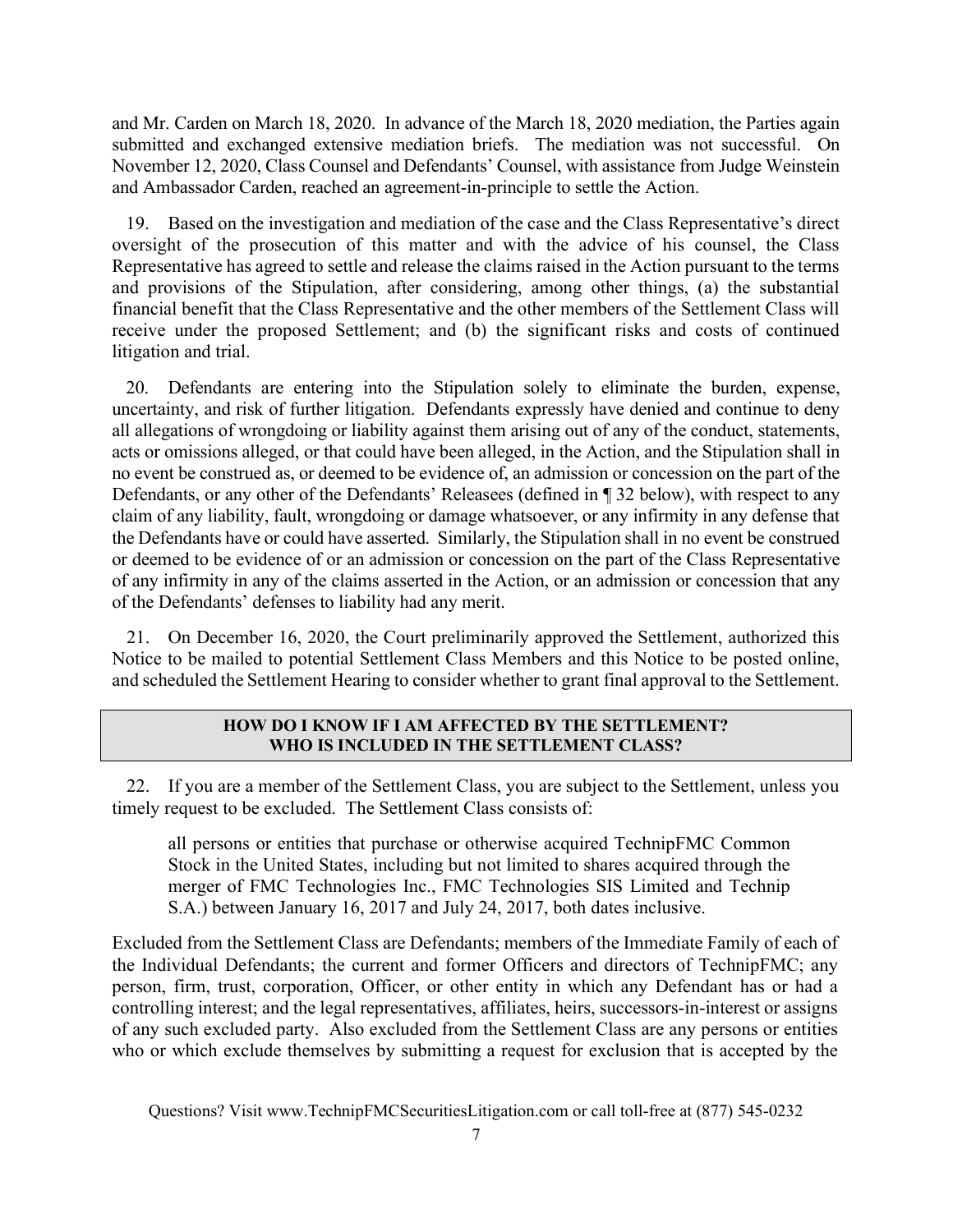and Mr. Carden on March 18, 2020. In advance of the March 18, 2020 mediation, the Parties again submitted and exchanged extensive mediation briefs. The mediation was not successful. On November 12, 2020, Class Counsel and Defendants' Counsel, with assistance from Judge Weinstein and Ambassador Carden, reached an agreement-in-principle to settle the Action.

19. Based on the investigation and mediation of the case and the Class Representative's direct oversight of the prosecution of this matter and with the advice of his counsel, the Class Representative has agreed to settle and release the claims raised in the Action pursuant to the terms and provisions of the Stipulation, after considering, among other things, (a) the substantial financial benefit that the Class Representative and the other members of the Settlement Class will receive under the proposed Settlement; and (b) the significant risks and costs of continued litigation and trial.

20. Defendants are entering into the Stipulation solely to eliminate the burden, expense, uncertainty, and risk of further litigation. Defendants expressly have denied and continue to deny all allegations of wrongdoing or liability against them arising out of any of the conduct, statements, acts or omissions alleged, or that could have been alleged, in the Action, and the Stipulation shall in no event be construed as, or deemed to be evidence of, an admission or concession on the part of the Defendants, or any other of the Defendants' Releasees (defined in ¶ 32 below), with respect to any claim of any liability, fault, wrongdoing or damage whatsoever, or any infirmity in any defense that the Defendants have or could have asserted. Similarly, the Stipulation shall in no event be construed or deemed to be evidence of or an admission or concession on the part of the Class Representative of any infirmity in any of the claims asserted in the Action, or an admission or concession that any of the Defendants' defenses to liability had any merit.

21. On December 16, 2020, the Court preliminarily approved the Settlement, authorized this Notice to be mailed to potential Settlement Class Members and this Notice to be posted online, and scheduled the Settlement Hearing to consider whether to grant final approval to the Settlement.

## HOW DO I KNOW IF I AM AFFECTED BY THE SETTLEMENT? WHO IS INCLUDED IN THE SETTLEMENT CLASS?

22. If you are a member of the Settlement Class, you are subject to the Settlement, unless you timely request to be excluded. The Settlement Class consists of:

> all persons or entities that purchase or otherwise acquired TechnipFMC Common Stock in the United States, including but not limited to shares acquired through the merger of FMC Technologies Inc., FMC Technologies SIS Limited and Technip S.A.) between January 16, 2017 and July 24, 2017, both dates inclusive.

Excluded from the Settlement Class are Defendants; members of the Immediate Family of each of the Individual Defendants; the current and former Officers and directors of TechnipFMC; any person, firm, trust, corporation, Officer, or other entity in which any Defendant has or had a controlling interest; and the legal representatives, affiliates, heirs, successors-in-interest or assigns of any such excluded party. Also excluded from the Settlement Class are any persons or entities who or which exclude themselves by submitting a request for exclusion that is accepted by the

Questions? Visit www.TechnipFMCSecuritiesLitigation.com or call toll-free at (877) 545-0232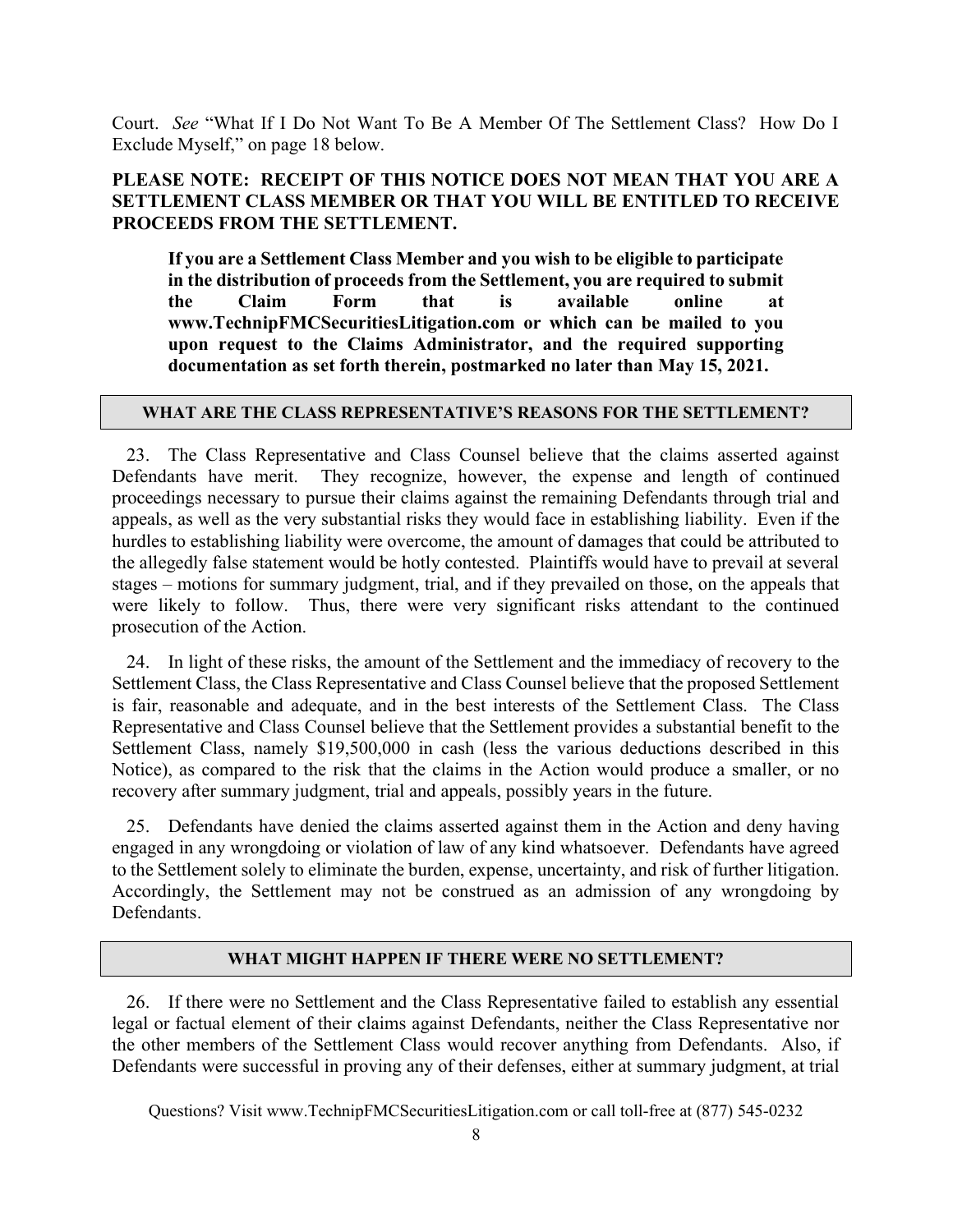Court. *See* "What If I Do Not Want To Be A Member Of The Settlement Class? How Do I Exclude Myself," on page 18 below.

**PLEASE NOTE: RECEIPT OF THIS NOTICE DOES NOT MEAN THAT YOU ARE A SETTLEMENT CLASS MEMBER OR THAT YOU WILL BE ENTITLED TO RECEIVE PROCEEDS FROM THE SETTLEMENT.**

> **If you are a Settlement Class Member and you wish to be eligible to participate in the distribution of proceeds from the Settlement, you are required to submit the Claim Form that is available online at www.TechnipFMCSecuritiesLitigation.com or which can be mailed to you upon request to the Claims Administrator, and the required supporting documentation as set forth therein, postmarked no later than May 15, 2021.**

## WHAT ARE THE CLASS REPRESENTATIVE'S REASONS FOR THE SETTLEMENT?

23. The Class Representative and Class Counsel believe that the claims asserted against Defendants have merit. They recognize, however, the expense and length of continued proceedings necessary to pursue their claims against the remaining Defendants through trial and appeals, as well as the very substantial risks they would face in establishing liability. Even if the hurdles to establishing liability were overcome, the amount of damages that could be attributed to the allegedly false statement would be hotly contested. Plaintiffs would have to prevail at several stages – motions for summary judgment, trial, and if they prevailed on those, on the appeals that were likely to follow. Thus, there were very significant risks attendant to the continued prosecution of the Action.

24. In light of these risks, the amount of the Settlement and the immediacy of recovery to the Settlement Class, the Class Representative and Class Counsel believe that the proposed Settlement is fair, reasonable and adequate, and in the best interests of the Settlement Class. The Class Representative and Class Counsel believe that the Settlement provides a substantial benefit to the Settlement Class, namely $19,500,000 in cash (less the various deductions described in this Notice), as compared to the risk that the claims in the Action would produce a smaller, or no recovery after summary judgment, trial and appeals, possibly years in the future.

25. Defendants have denied the claims asserted against them in the Action and deny having engaged in any wrongdoing or violation of law of any kind whatsoever. Defendants have agreed to the Settlement solely to eliminate the burden, expense, uncertainty, and risk of further litigation. Accordingly, the Settlement may not be construed as an admission of any wrongdoing by Defendants.

## WHAT MIGHT HAPPEN IF THERE WERE NO SETTLEMENT?

26. If there were no Settlement and the Class Representative failed to establish any essential legal or factual element of their claims against Defendants, neither the Class Representative nor the other members of the Settlement Class would recover anything from Defendants. Also, if Defendants were successful in proving any of their defenses, either at summary judgment, at trial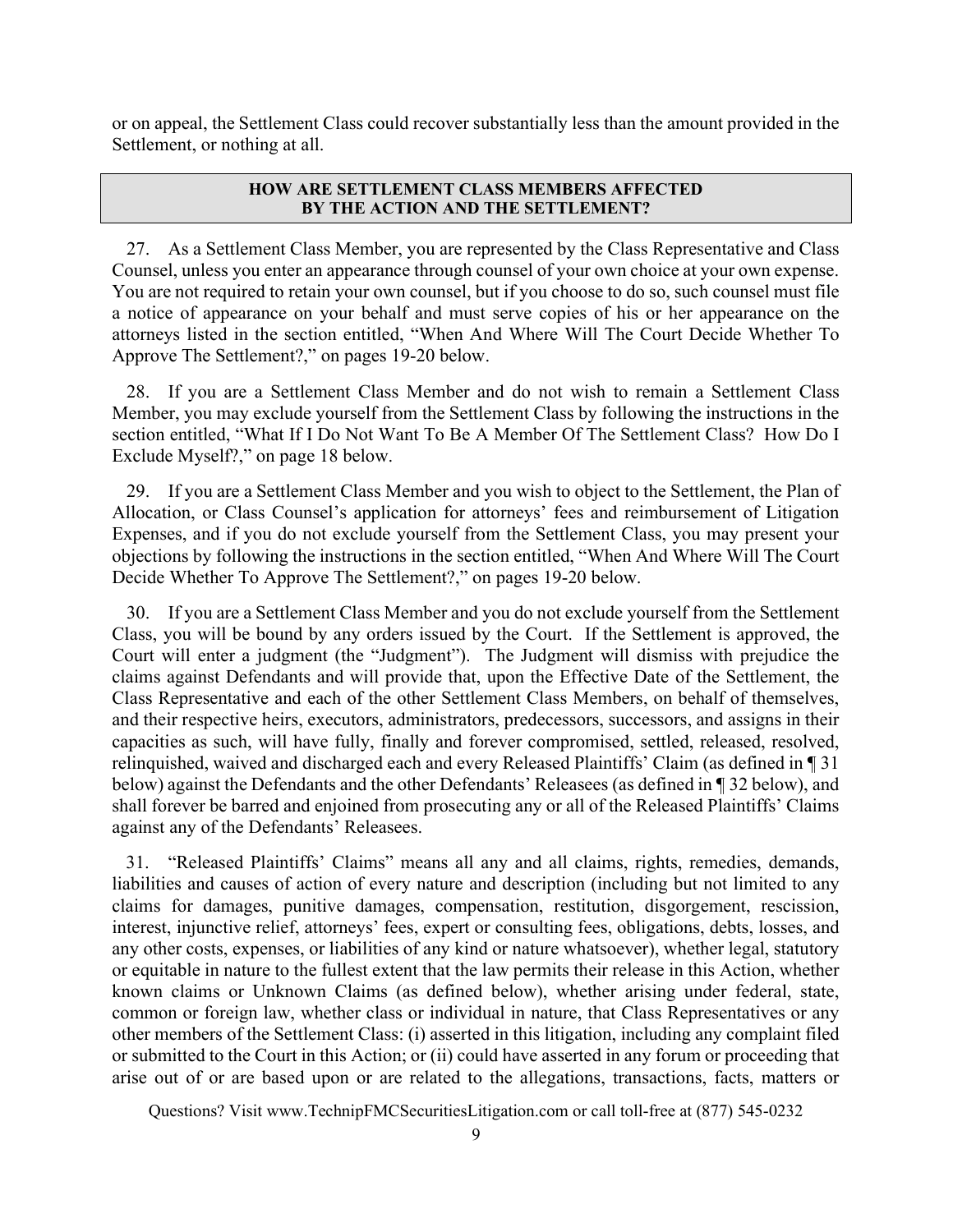or on appeal, the Settlement Class could recover substantially less than the amount provided in the Settlement, or nothing at all.

## HOW ARE SETTLEMENT CLASS MEMBERS AFFECTED BY THE ACTION AND THE SETTLEMENT?

27. As a Settlement Class Member, you are represented by the Class Representative and Class Counsel, unless you enter an appearance through counsel of your own choice at your own expense. You are not required to retain your own counsel, but if you choose to do so, such counsel must file a notice of appearance on your behalf and must serve copies of his or her appearance on the attorneys listed in the section entitled, "When And Where Will The Court Decide Whether To Approve The Settlement?," on pages 19-20 below.

28. If you are a Settlement Class Member and do not wish to remain a Settlement Class Member, you may exclude yourself from the Settlement Class by following the instructions in the section entitled, "What If I Do Not Want To Be A Member Of The Settlement Class? How Do I Exclude Myself?," on page 18 below.

29. If you are a Settlement Class Member and you wish to object to the Settlement, the Plan of Allocation, or Class Counsel's application for attorneys' fees and reimbursement of Litigation Expenses, and if you do not exclude yourself from the Settlement Class, you may present your objections by following the instructions in the section entitled, "When And Where Will The Court Decide Whether To Approve The Settlement?," on pages 19-20 below.

30. If you are a Settlement Class Member and you do not exclude yourself from the Settlement Class, you will be bound by any orders issued by the Court. If the Settlement is approved, the Court will enter a judgment (the "Judgment"). The Judgment will dismiss with prejudice the claims against Defendants and will provide that, upon the Effective Date of the Settlement, the Class Representative and each of the other Settlement Class Members, on behalf of themselves, and their respective heirs, executors, administrators, predecessors, successors, and assigns in their capacities as such, will have fully, finally and forever compromised, settled, released, resolved, relinquished, waived and discharged each and every Released Plaintiffs' Claim (as defined in ¶ 31 below) against the Defendants and the other Defendants' Releasees (as defined in ¶ 32 below), and shall forever be barred and enjoined from prosecuting any or all of the Released Plaintiffs' Claims against any of the Defendants' Releasees.

31. "Released Plaintiffs' Claims" means all any and all claims, rights, remedies, demands, liabilities and causes of action of every nature and description (including but not limited to any claims for damages, punitive damages, compensation, restitution, disgorgement, rescission, interest, injunctive relief, attorneys' fees, expert or consulting fees, obligations, debts, losses, and any other costs, expenses, or liabilities of any kind or nature whatsoever), whether legal, statutory or equitable in nature to the fullest extent that the law permits their release in this Action, whether known claims or Unknown Claims (as defined below), whether arising under federal, state, common or foreign law, whether class or individual in nature, that Class Representatives or any other members of the Settlement Class: (i) asserted in this litigation, including any complaint filed or submitted to the Court in this Action; or (ii) could have asserted in any forum or proceeding that arise out of or are based upon or are related to the allegations, transactions, facts, matters or

Questions? Visit www.TechnipFMCSecuritiesLitigation.com or call toll-free at (877) 545-0232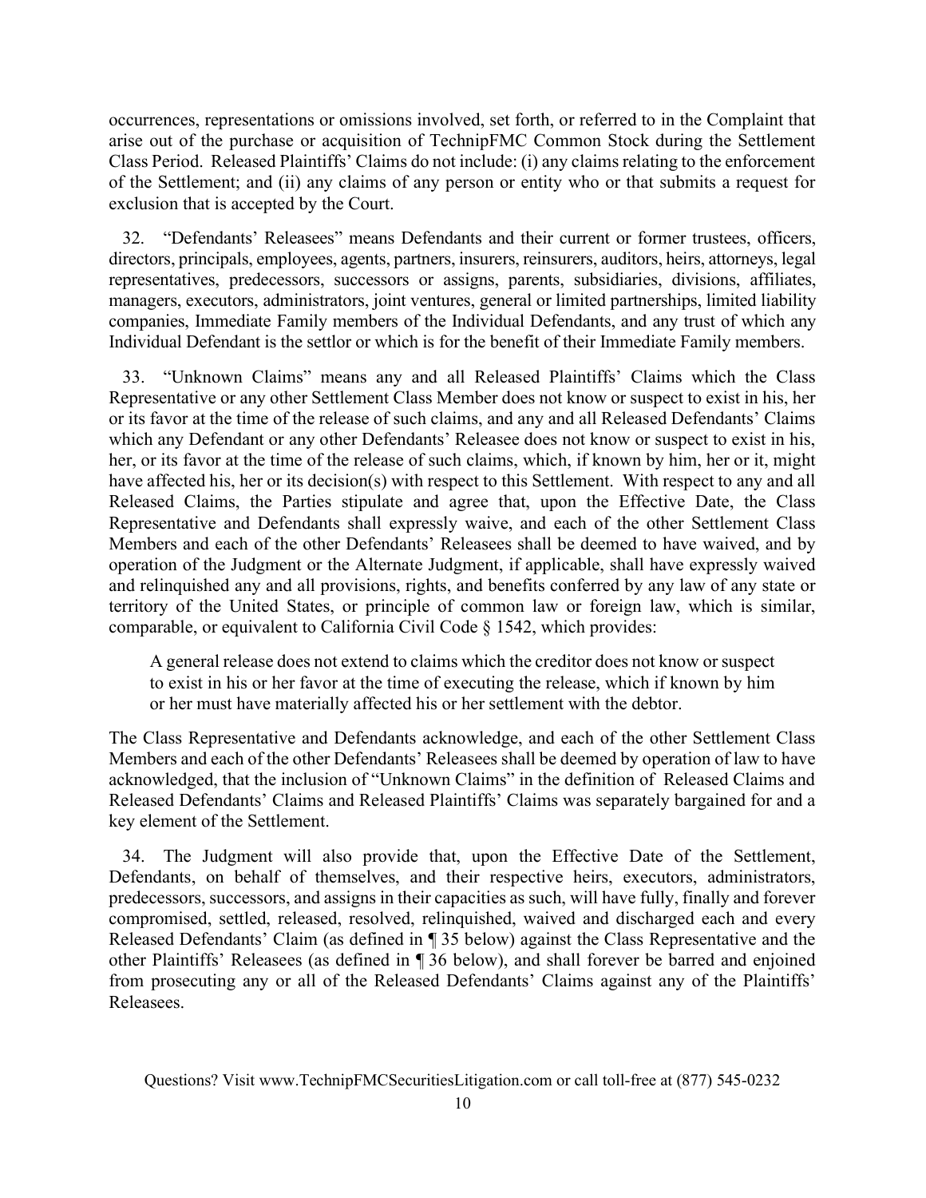occurrences, representations or omissions involved, set forth, or referred to in the Complaint that arise out of the purchase or acquisition of TechnipFMC Common Stock during the Settlement Class Period. Released Plaintiffs' Claims do not include: (i) any claims relating to the enforcement of the Settlement; and (ii) any claims of any person or entity who or that submits a request for exclusion that is accepted by the Court.

32. "Defendants' Releasees" means Defendants and their current or former trustees, officers, directors, principals, employees, agents, partners, insurers, reinsurers, auditors, heirs, attorneys, legal representatives, predecessors, successors or assigns, parents, subsidiaries, divisions, affiliates, managers, executors, administrators, joint ventures, general or limited partnerships, limited liability companies, Immediate Family members of the Individual Defendants, and any trust of which any Individual Defendant is the settlor or which is for the benefit of their Immediate Family members.

33. "Unknown Claims" means any and all Released Plaintiffs' Claims which the Class Representative or any other Settlement Class Member does not know or suspect to exist in his, her or its favor at the time of the release of such claims, and any and all Released Defendants' Claims which any Defendant or any other Defendants' Releasee does not know or suspect to exist in his, her, or its favor at the time of the release of such claims, which, if known by him, her or it, might have affected his, her or its decision(s) with respect to this Settlement. With respect to any and all Released Claims, the Parties stipulate and agree that, upon the Effective Date, the Class Representative and Defendants shall expressly waive, and each of the other Settlement Class Members and each of the other Defendants' Releasees shall be deemed to have waived, and by operation of the Judgment or the Alternate Judgment, if applicable, shall have expressly waived and relinquished any and all provisions, rights, and benefits conferred by any law of any state or territory of the United States, or principle of common law or foreign law, which is similar, comparable, or equivalent to California Civil Code § 1542, which provides:

> A general release does not extend to claims which the creditor does not know or suspect to exist in his or her favor at the time of executing the release, which if known by him or her must have materially affected his or her settlement with the debtor.

The Class Representative and Defendants acknowledge, and each of the other Settlement Class Members and each of the other Defendants' Releasees shall be deemed by operation of law to have acknowledged, that the inclusion of "Unknown Claims" in the definition of Released Claims and Released Defendants' Claims and Released Plaintiffs' Claims was separately bargained for and a key element of the Settlement.

34. The Judgment will also provide that, upon the Effective Date of the Settlement, Defendants, on behalf of themselves, and their respective heirs, executors, administrators, predecessors, successors, and assigns in their capacities as such, will have fully, finally and forever compromised, settled, released, resolved, relinquished, waived and discharged each and every Released Defendants' Claim (as defined in ¶ 35 below) against the Class Representative and the other Plaintiffs' Releasees (as defined in ¶ 36 below), and shall forever be barred and enjoined from prosecuting any or all of the Released Defendants' Claims against any of the Plaintiffs' Releasees.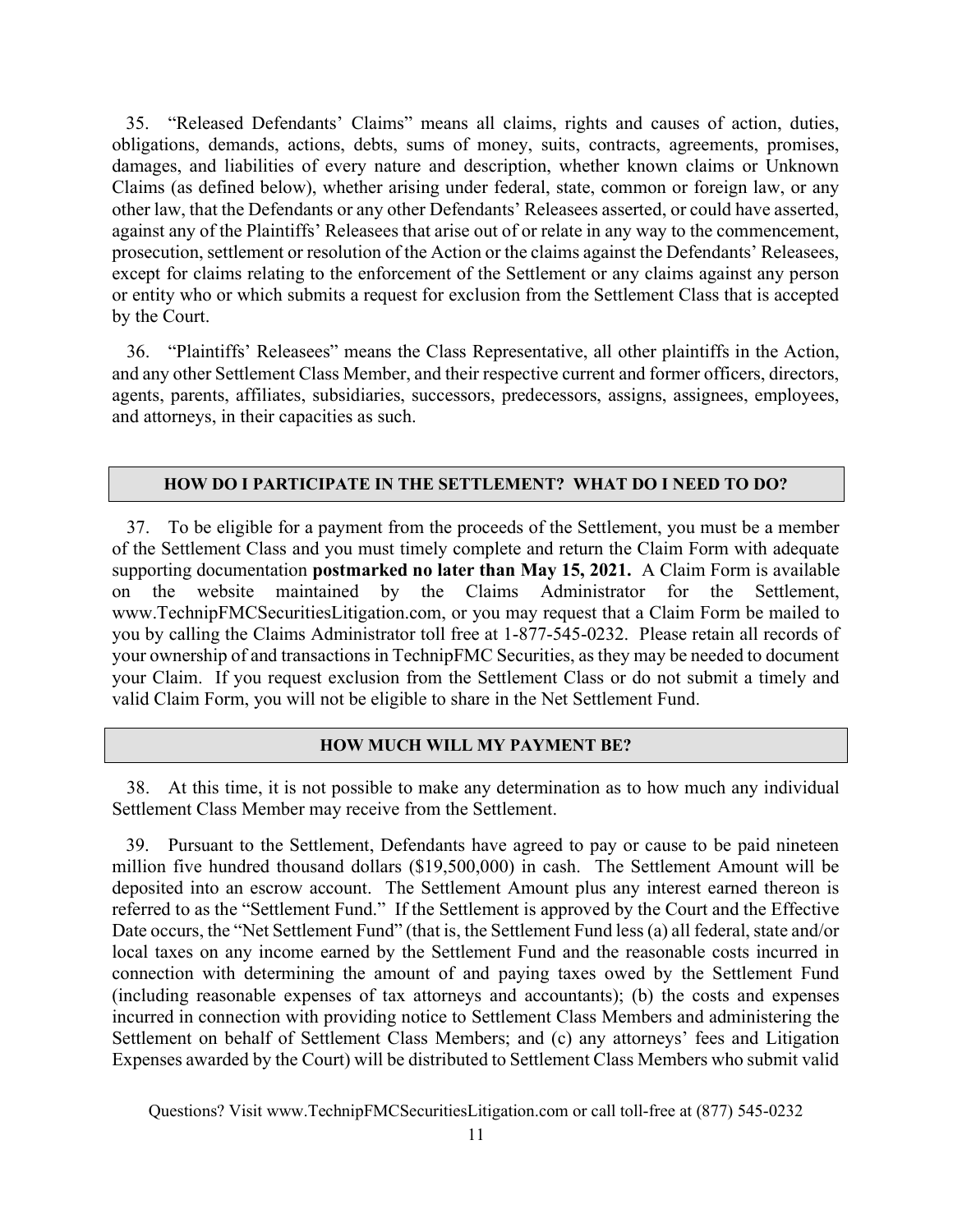35. "Released Defendants' Claims" means all claims, rights and causes of action, duties, obligations, demands, actions, debts, sums of money, suits, contracts, agreements, promises, damages, and liabilities of every nature and description, whether known claims or Unknown Claims (as defined below), whether arising under federal, state, common or foreign law, or any other law, that the Defendants or any other Defendants' Releasees asserted, or could have asserted, against any of the Plaintiffs' Releasees that arise out of or relate in any way to the commencement, prosecution, settlement or resolution of the Action or the claims against the Defendants' Releasees, except for claims relating to the enforcement of the Settlement or any claims against any person or entity who or which submits a request for exclusion from the Settlement Class that is accepted by the Court.

36. "Plaintiffs' Releasees" means the Class Representative, all other plaintiffs in the Action, and any other Settlement Class Member, and their respective current and former officers, directors, agents, parents, affiliates, subsidiaries, successors, predecessors, assigns, assignees, employees, and attorneys, in their capacities as such.

## HOW DO I PARTICIPATE IN THE SETTLEMENT? WHAT DO I NEED TO DO?

37. To be eligible for a payment from the proceeds of the Settlement, you must be a member of the Settlement Class and you must timely complete and return the Claim Form with adequate supporting documentation **postmarked no later than May 15, 2021.** A Claim Form is available on the website maintained by the Claims Administrator for the Settlement, www.TechnipFMCSecuritiesLitigation.com, or you may request that a Claim Form be mailed to you by calling the Claims Administrator toll free at 1-877-545-0232. Please retain all records of your ownership of and transactions in TechnipFMC Securities, as they may be needed to document your Claim. If you request exclusion from the Settlement Class or do not submit a timely and valid Claim Form, you will not be eligible to share in the Net Settlement Fund.

## HOW MUCH WILL MY PAYMENT BE?

38. At this time, it is not possible to make any determination as to how much any individual Settlement Class Member may receive from the Settlement.

39. Pursuant to the Settlement, Defendants have agreed to pay or cause to be paid nineteen million five hundred thousand dollars ($19,500,000) in cash. The Settlement Amount will be deposited into an escrow account. The Settlement Amount plus any interest earned thereon is referred to as the "Settlement Fund." If the Settlement is approved by the Court and the Effective Date occurs, the "Net Settlement Fund" (that is, the Settlement Fund less (a) all federal, state and/or local taxes on any income earned by the Settlement Fund and the reasonable costs incurred in connection with determining the amount of and paying taxes owed by the Settlement Fund (including reasonable expenses of tax attorneys and accountants); (b) the costs and expenses incurred in connection with providing notice to Settlement Class Members and administering the Settlement on behalf of Settlement Class Members; and (c) any attorneys' fees and Litigation Expenses awarded by the Court) will be distributed to Settlement Class Members who submit valid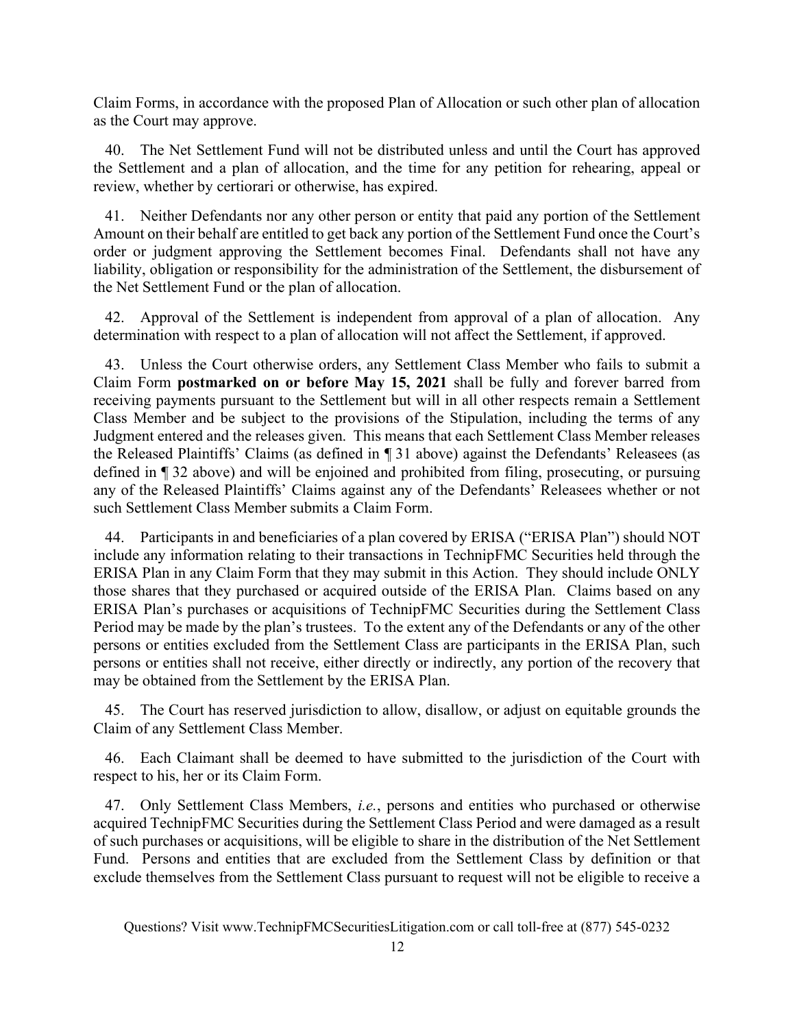Claim Forms, in accordance with the proposed Plan of Allocation or such other plan of allocation as the Court may approve.

40. The Net Settlement Fund will not be distributed unless and until the Court has approved the Settlement and a plan of allocation, and the time for any petition for rehearing, appeal or review, whether by certiorari or otherwise, has expired.

41. Neither Defendants nor any other person or entity that paid any portion of the Settlement Amount on their behalf are entitled to get back any portion of the Settlement Fund once the Court's order or judgment approving the Settlement becomes Final. Defendants shall not have any liability, obligation or responsibility for the administration of the Settlement, the disbursement of the Net Settlement Fund or the plan of allocation.

42. Approval of the Settlement is independent from approval of a plan of allocation. Any determination with respect to a plan of allocation will not affect the Settlement, if approved.

43. Unless the Court otherwise orders, any Settlement Class Member who fails to submit a Claim Form **postmarked on or before May 15, 2021** shall be fully and forever barred from receiving payments pursuant to the Settlement but will in all other respects remain a Settlement Class Member and be subject to the provisions of the Stipulation, including the terms of any Judgment entered and the releases given. This means that each Settlement Class Member releases the Released Plaintiffs' Claims (as defined in ¶ 31 above) against the Defendants' Releasees (as defined in ¶ 32 above) and will be enjoined and prohibited from filing, prosecuting, or pursuing any of the Released Plaintiffs' Claims against any of the Defendants' Releasees whether or not such Settlement Class Member submits a Claim Form.

44. Participants in and beneficiaries of a plan covered by ERISA ("ERISA Plan") should NOT include any information relating to their transactions in TechnipFMC Securities held through the ERISA Plan in any Claim Form that they may submit in this Action. They should include ONLY those shares that they purchased or acquired outside of the ERISA Plan. Claims based on any ERISA Plan's purchases or acquisitions of TechnipFMC Securities during the Settlement Class Period may be made by the plan's trustees. To the extent any of the Defendants or any of the other persons or entities excluded from the Settlement Class are participants in the ERISA Plan, such persons or entities shall not receive, either directly or indirectly, any portion of the recovery that may be obtained from the Settlement by the ERISA Plan.

45. The Court has reserved jurisdiction to allow, disallow, or adjust on equitable grounds the Claim of any Settlement Class Member.

46. Each Claimant shall be deemed to have submitted to the jurisdiction of the Court with respect to his, her or its Claim Form.

47. Only Settlement Class Members, *i.e.*, persons and entities who purchased or otherwise acquired TechnipFMC Securities during the Settlement Class Period and were damaged as a result of such purchases or acquisitions, will be eligible to share in the distribution of the Net Settlement Fund. Persons and entities that are excluded from the Settlement Class by definition or that exclude themselves from the Settlement Class pursuant to request will not be eligible to receive a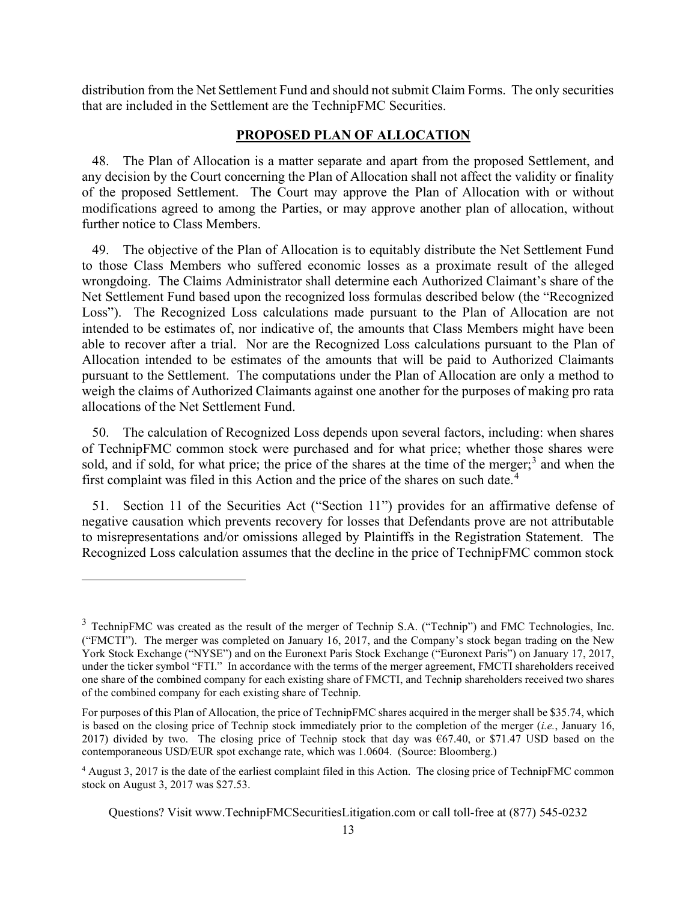distribution from the Net Settlement Fund and should not submit Claim Forms. The only securities that are included in the Settlement are the TechnipFMC Securities.

## PROPOSED PLAN OF ALLOCATION

48. The Plan of Allocation is a matter separate and apart from the proposed Settlement, and any decision by the Court concerning the Plan of Allocation shall not affect the validity or finality of the proposed Settlement. The Court may approve the Plan of Allocation with or without modifications agreed to among the Parties, or may approve another plan of allocation, without further notice to Class Members.

49. The objective of the Plan of Allocation is to equitably distribute the Net Settlement Fund to those Class Members who suffered economic losses as a proximate result of the alleged wrongdoing. The Claims Administrator shall determine each Authorized Claimant's share of the Net Settlement Fund based upon the recognized loss formulas described below (the "Recognized Loss"). The Recognized Loss calculations made pursuant to the Plan of Allocation are not intended to be estimates of, nor indicative of, the amounts that Class Members might have been able to recover after a trial. Nor are the Recognized Loss calculations pursuant to the Plan of Allocation intended to be estimates of the amounts that will be paid to Authorized Claimants pursuant to the Settlement. The computations under the Plan of Allocation are only a method to weigh the claims of Authorized Claimants against one another for the purposes of making pro rata allocations of the Net Settlement Fund.

50. The calculation of Recognized Loss depends upon several factors, including: when shares of TechnipFMC common stock were purchased and for what price; whether those shares were sold, and if sold, for what price; the price of the shares at the time of the merger;[3] and when the first complaint was filed in this Action and the price of the shares on such date.[4]

51. Section 11 of the Securities Act ("Section 11") provides for an affirmative defense of negative causation which prevents recovery for losses that Defendants prove are not attributable to misrepresentations and/or omissions alleged by Plaintiffs in the Registration Statement. The Recognized Loss calculation assumes that the decline in the price of TechnipFMC common stock

---

[3] TechnipFMC was created as the result of the merger of Technip S.A. ("Technip") and FMC Technologies, Inc. ("FMCTI"). The merger was completed on January 16, 2017, and the Company's stock began trading on the New York Stock Exchange ("NYSE") and on the Euronext Paris Stock Exchange ("Euronext Paris") on January 17, 2017, under the ticker symbol "FTI." In accordance with the terms of the merger agreement, FMCTI shareholders received one share of the combined company for each existing share of FMCTI, and Technip shareholders received two shares of the combined company for each existing share of Technip.

For purposes of this Plan of Allocation, the price of TechnipFMC shares acquired in the merger shall be $35.74, which is based on the closing price of Technip stock immediately prior to the completion of the merger (*i.e.*, January 16, 2017) divided by two. The closing price of Technip stock that day was €67.40, or $71.47 USD based on the contemporaneous USD/EUR spot exchange rate, which was 1.0604. (Source: Bloomberg.)

[4] August 3, 2017 is the date of the earliest complaint filed in this Action. The closing price of TechnipFMC common stock on August 3, 2017 was $27.53.

Questions? Visit www.TechnipFMCSecuritiesLitigation.com or call toll-free at (877) 545-0232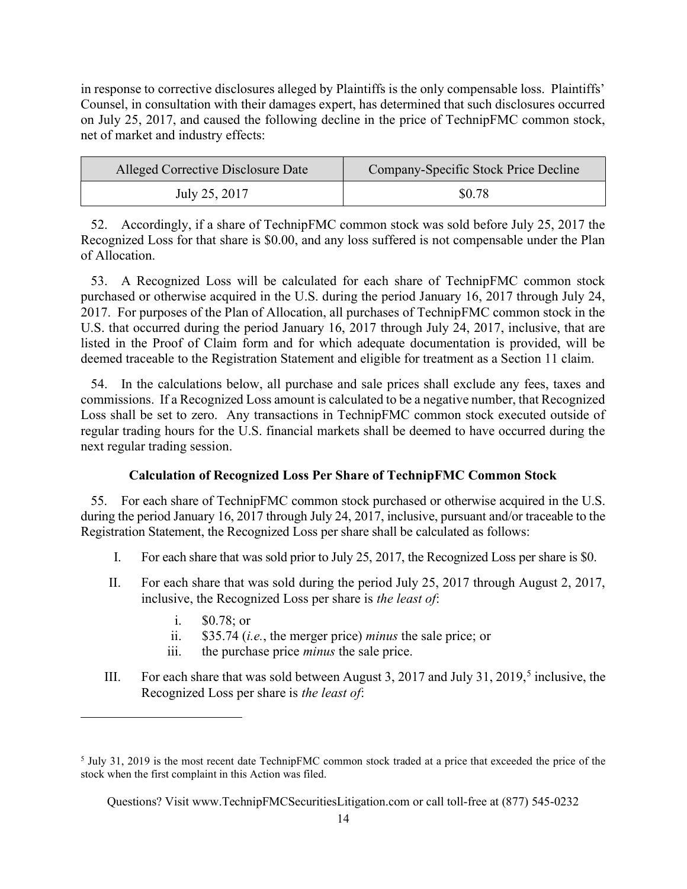in response to corrective disclosures alleged by Plaintiffs is the only compensable loss. Plaintiffs' Counsel, in consultation with their damages expert, has determined that such disclosures occurred on July 25, 2017, and caused the following decline in the price of TechnipFMC common stock, net of market and industry effects:

| Alleged Corrective Disclosure Date | Company-Specific Stock Price Decline |
|---|---|
| July 25, 2017 | $0.78 |

52. Accordingly, if a share of TechnipFMC common stock was sold before July 25, 2017 the Recognized Loss for that share is $0.00, and any loss suffered is not compensable under the Plan of Allocation.

53. A Recognized Loss will be calculated for each share of TechnipFMC common stock purchased or otherwise acquired in the U.S. during the period January 16, 2017 through July 24, 2017. For purposes of the Plan of Allocation, all purchases of TechnipFMC common stock in the U.S. that occurred during the period January 16, 2017 through July 24, 2017, inclusive, that are listed in the Proof of Claim form and for which adequate documentation is provided, will be deemed traceable to the Registration Statement and eligible for treatment as a Section 11 claim.

54. In the calculations below, all purchase and sale prices shall exclude any fees, taxes and commissions. If a Recognized Loss amount is calculated to be a negative number, that Recognized Loss shall be set to zero. Any transactions in TechnipFMC common stock executed outside of regular trading hours for the U.S. financial markets shall be deemed to have occurred during the next regular trading session.

### Calculation of Recognized Loss Per Share of TechnipFMC Common Stock

55. For each share of TechnipFMC common stock purchased or otherwise acquired in the U.S. during the period January 16, 2017 through July 24, 2017, inclusive, pursuant and/or traceable to the Registration Statement, the Recognized Loss per share shall be calculated as follows:

I. For each share that was sold prior to July 25, 2017, the Recognized Loss per share is $0.

II. For each share that was sold during the period July 25, 2017 through August 2, 2017, inclusive, the Recognized Loss per share is *the least of*:

   i. $0.78; or
   
   ii. $35.74 (*i.e.*, the merger price) *minus* the sale price; or
   
   iii. the purchase price *minus* the sale price.

III. For each share that was sold between August 3, 2017 and July 31, 2019,[5] inclusive, the Recognized Loss per share is *the least of*:

[5] July 31, 2019 is the most recent date TechnipFMC common stock traded at a price that exceeded the price of the stock when the first complaint in this Action was filed.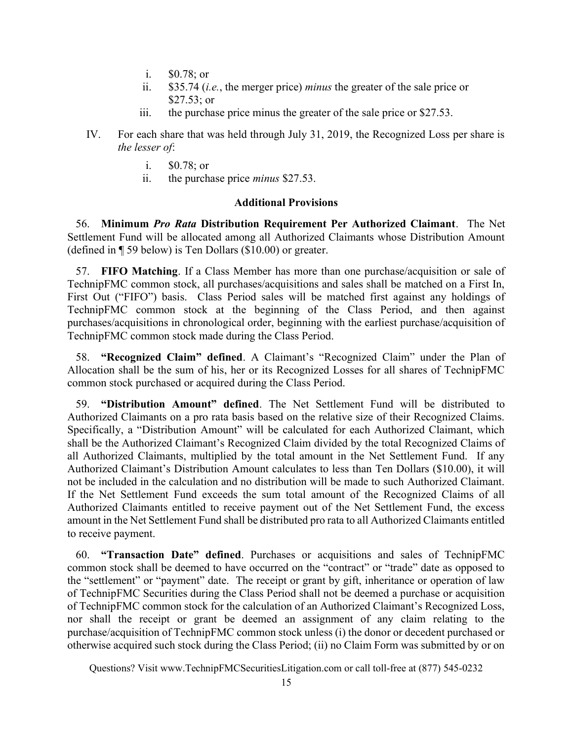i. $0.78; or

ii. $35.74 (*i.e.*, the merger price) *minus* the greater of the sale price or $27.53; or

iii. the purchase price minus the greater of the sale price or $27.53.

IV. For each share that was held through July 31, 2019, the Recognized Loss per share is *the lesser of*:

i. $0.78; or

ii. the purchase price *minus* $27.53.

### Additional Provisions

56. **Minimum *Pro Rata* Distribution Requirement Per Authorized Claimant**. The Net Settlement Fund will be allocated among all Authorized Claimants whose Distribution Amount (defined in ¶ 59 below) is Ten Dollars ($10.00) or greater.

57. **FIFO Matching**. If a Class Member has more than one purchase/acquisition or sale of TechnipFMC common stock, all purchases/acquisitions and sales shall be matched on a First In, First Out ("FIFO") basis. Class Period sales will be matched first against any holdings of TechnipFMC common stock at the beginning of the Class Period, and then against purchases/acquisitions in chronological order, beginning with the earliest purchase/acquisition of TechnipFMC common stock made during the Class Period.

58. **"Recognized Claim" defined**. A Claimant's "Recognized Claim" under the Plan of Allocation shall be the sum of his, her or its Recognized Losses for all shares of TechnipFMC common stock purchased or acquired during the Class Period.

59. **"Distribution Amount" defined**. The Net Settlement Fund will be distributed to Authorized Claimants on a pro rata basis based on the relative size of their Recognized Claims. Specifically, a "Distribution Amount" will be calculated for each Authorized Claimant, which shall be the Authorized Claimant's Recognized Claim divided by the total Recognized Claims of all Authorized Claimants, multiplied by the total amount in the Net Settlement Fund. If any Authorized Claimant's Distribution Amount calculates to less than Ten Dollars ($10.00), it will not be included in the calculation and no distribution will be made to such Authorized Claimant. If the Net Settlement Fund exceeds the sum total amount of the Recognized Claims of all Authorized Claimants entitled to receive payment out of the Net Settlement Fund, the excess amount in the Net Settlement Fund shall be distributed pro rata to all Authorized Claimants entitled to receive payment.

60. **"Transaction Date" defined**. Purchases or acquisitions and sales of TechnipFMC common stock shall be deemed to have occurred on the "contract" or "trade" date as opposed to the "settlement" or "payment" date. The receipt or grant by gift, inheritance or operation of law of TechnipFMC Securities during the Class Period shall not be deemed a purchase or acquisition of TechnipFMC common stock for the calculation of an Authorized Claimant's Recognized Loss, nor shall the receipt or grant be deemed an assignment of any claim relating to the purchase/acquisition of TechnipFMC common stock unless (i) the donor or decedent purchased or otherwise acquired such stock during the Class Period; (ii) no Claim Form was submitted by or on

Questions? Visit www.TechnipFMCSecuritiesLitigation.com or call toll-free at (877) 545-0232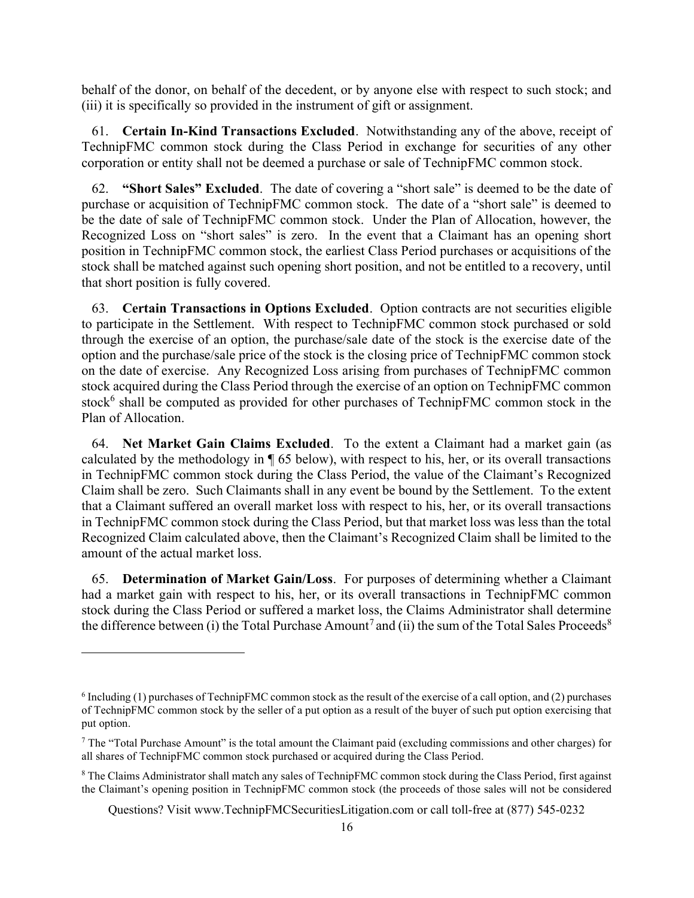behalf of the donor, on behalf of the decedent, or by anyone else with respect to such stock; and (iii) it is specifically so provided in the instrument of gift or assignment.

61. **Certain In-Kind Transactions Excluded**. Notwithstanding any of the above, receipt of TechnipFMC common stock during the Class Period in exchange for securities of any other corporation or entity shall not be deemed a purchase or sale of TechnipFMC common stock.

62. **"Short Sales" Excluded**. The date of covering a "short sale" is deemed to be the date of purchase or acquisition of TechnipFMC common stock. The date of a "short sale" is deemed to be the date of sale of TechnipFMC common stock. Under the Plan of Allocation, however, the Recognized Loss on "short sales" is zero. In the event that a Claimant has an opening short position in TechnipFMC common stock, the earliest Class Period purchases or acquisitions of the stock shall be matched against such opening short position, and not be entitled to a recovery, until that short position is fully covered.

63. **Certain Transactions in Options Excluded**. Option contracts are not securities eligible to participate in the Settlement. With respect to TechnipFMC common stock purchased or sold through the exercise of an option, the purchase/sale date of the stock is the exercise date of the option and the purchase/sale price of the stock is the closing price of TechnipFMC common stock on the date of exercise. Any Recognized Loss arising from purchases of TechnipFMC common stock acquired during the Class Period through the exercise of an option on TechnipFMC common stock[6] shall be computed as provided for other purchases of TechnipFMC common stock in the Plan of Allocation.

64. **Net Market Gain Claims Excluded**. To the extent a Claimant had a market gain (as calculated by the methodology in ¶ 65 below), with respect to his, her, or its overall transactions in TechnipFMC common stock during the Class Period, the value of the Claimant's Recognized Claim shall be zero. Such Claimants shall in any event be bound by the Settlement. To the extent that a Claimant suffered an overall market loss with respect to his, her, or its overall transactions in TechnipFMC common stock during the Class Period, but that market loss was less than the total Recognized Claim calculated above, then the Claimant's Recognized Claim shall be limited to the amount of the actual market loss.

65. **Determination of Market Gain/Loss**. For purposes of determining whether a Claimant had a market gain with respect to his, her, or its overall transactions in TechnipFMC common stock during the Class Period or suffered a market loss, the Claims Administrator shall determine the difference between (i) the Total Purchase Amount[7] and (ii) the sum of the Total Sales Proceeds[8]

---

[6] Including (1) purchases of TechnipFMC common stock as the result of the exercise of a call option, and (2) purchases of TechnipFMC common stock by the seller of a put option as a result of the buyer of such put option exercising that put option.

[7] The "Total Purchase Amount" is the total amount the Claimant paid (excluding commissions and other charges) for all shares of TechnipFMC common stock purchased or acquired during the Class Period.

[8] The Claims Administrator shall match any sales of TechnipFMC common stock during the Class Period, first against the Claimant's opening position in TechnipFMC common stock (the proceeds of those sales will not be considered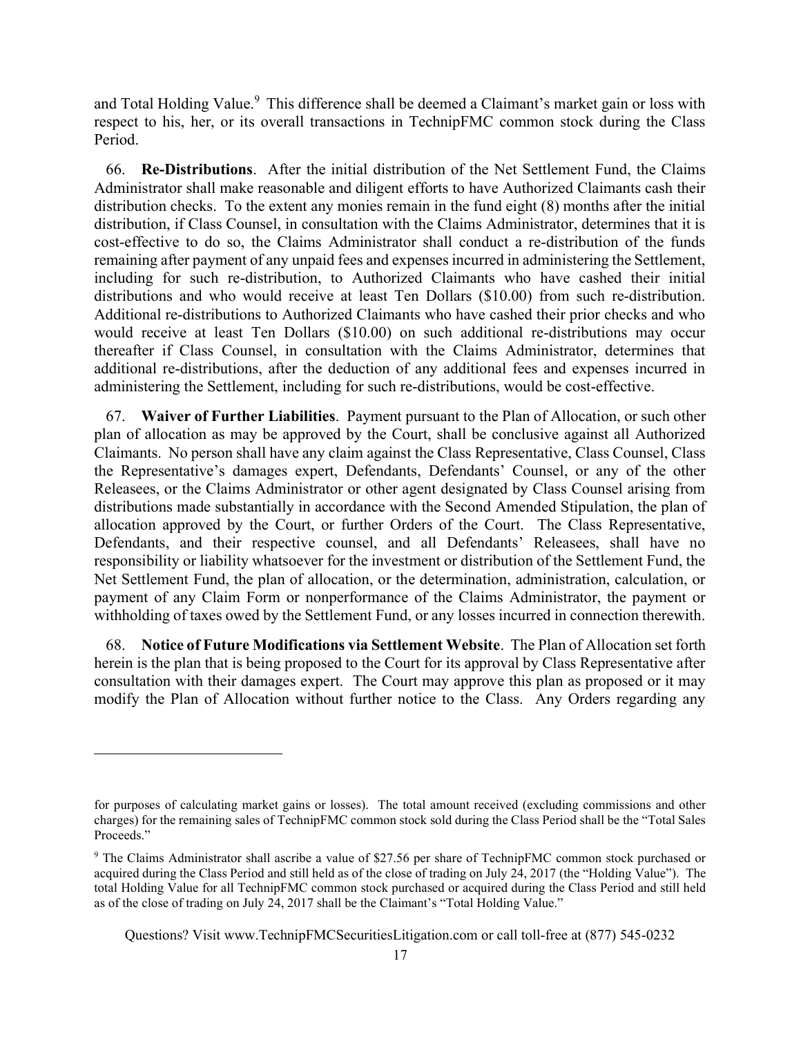and Total Holding Value.[9] This difference shall be deemed a Claimant's market gain or loss with respect to his, her, or its overall transactions in TechnipFMC common stock during the Class Period.

66. **Re-Distributions**. After the initial distribution of the Net Settlement Fund, the Claims Administrator shall make reasonable and diligent efforts to have Authorized Claimants cash their distribution checks. To the extent any monies remain in the fund eight (8) months after the initial distribution, if Class Counsel, in consultation with the Claims Administrator, determines that it is cost-effective to do so, the Claims Administrator shall conduct a re-distribution of the funds remaining after payment of any unpaid fees and expenses incurred in administering the Settlement, including for such re-distribution, to Authorized Claimants who have cashed their initial distributions and who would receive at least Ten Dollars ($10.00) from such re-distribution. Additional re-distributions to Authorized Claimants who have cashed their prior checks and who would receive at least Ten Dollars ($10.00) on such additional re-distributions may occur thereafter if Class Counsel, in consultation with the Claims Administrator, determines that additional re-distributions, after the deduction of any additional fees and expenses incurred in administering the Settlement, including for such re-distributions, would be cost-effective.

67. **Waiver of Further Liabilities**. Payment pursuant to the Plan of Allocation, or such other plan of allocation as may be approved by the Court, shall be conclusive against all Authorized Claimants. No person shall have any claim against the Class Representative, Class Counsel, Class the Representative's damages expert, Defendants, Defendants' Counsel, or any of the other Releasees, or the Claims Administrator or other agent designated by Class Counsel arising from distributions made substantially in accordance with the Second Amended Stipulation, the plan of allocation approved by the Court, or further Orders of the Court. The Class Representative, Defendants, and their respective counsel, and all Defendants' Releasees, shall have no responsibility or liability whatsoever for the investment or distribution of the Settlement Fund, the Net Settlement Fund, the plan of allocation, or the determination, administration, calculation, or payment of any Claim Form or nonperformance of the Claims Administrator, the payment or withholding of taxes owed by the Settlement Fund, or any losses incurred in connection therewith.

68. **Notice of Future Modifications via Settlement Website**. The Plan of Allocation set forth herein is the plan that is being proposed to the Court for its approval by Class Representative after consultation with their damages expert. The Court may approve this plan as proposed or it may modify the Plan of Allocation without further notice to the Class. Any Orders regarding any

---

for purposes of calculating market gains or losses). The total amount received (excluding commissions and other charges) for the remaining sales of TechnipFMC common stock sold during the Class Period shall be the "Total Sales Proceeds."

[9] The Claims Administrator shall ascribe a value of $27.56 per share of TechnipFMC common stock purchased or acquired during the Class Period and still held as of the close of trading on July 24, 2017 (the "Holding Value"). The total Holding Value for all TechnipFMC common stock purchased or acquired during the Class Period and still held as of the close of trading on July 24, 2017 shall be the Claimant's "Total Holding Value."

Questions? Visit www.TechnipFMCSecuritiesLitigation.com or call toll-free at (877) 545-0232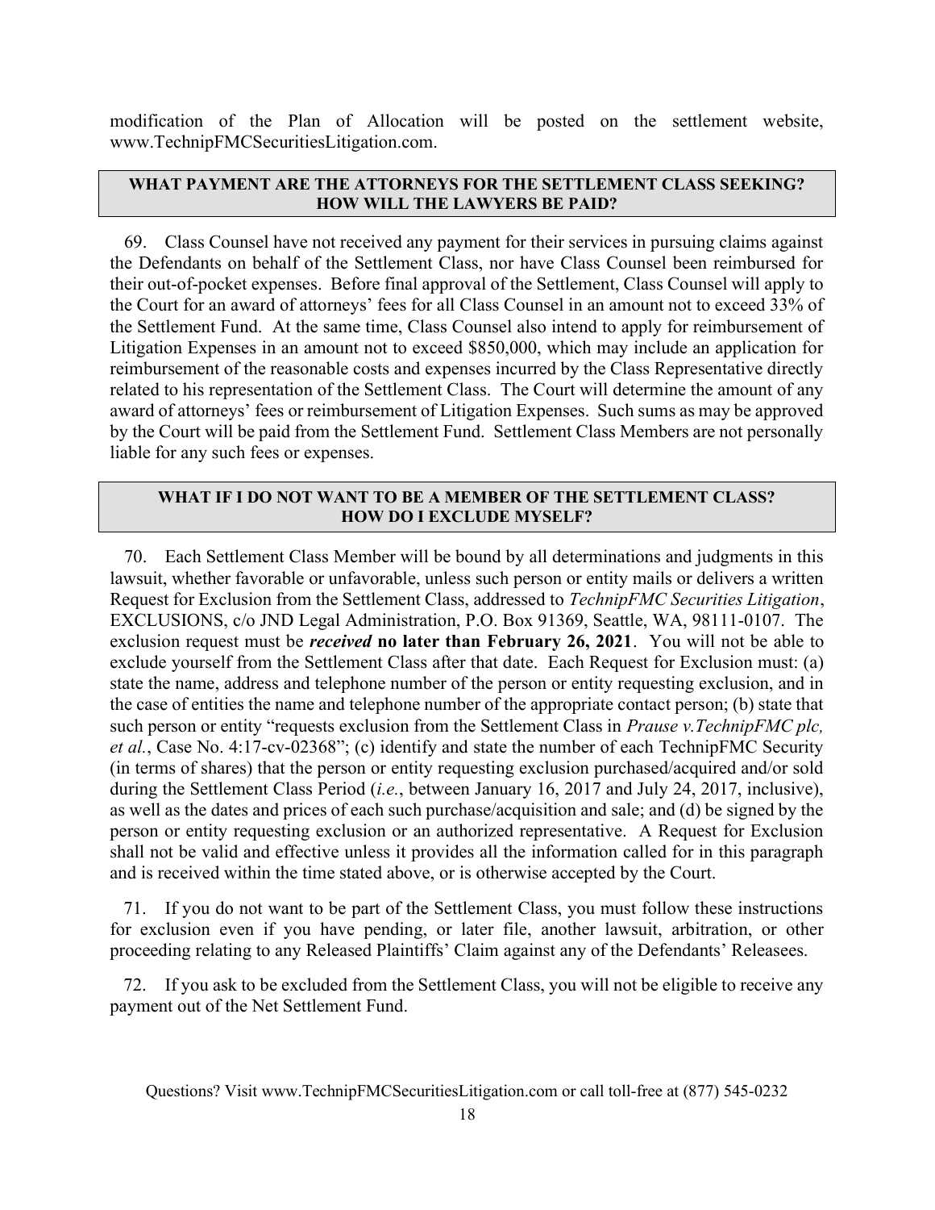modification of the Plan of Allocation will be posted on the settlement website, www.TechnipFMCSecuritiesLitigation.com.

## WHAT PAYMENT ARE THE ATTORNEYS FOR THE SETTLEMENT CLASS SEEKING? HOW WILL THE LAWYERS BE PAID?

69. Class Counsel have not received any payment for their services in pursuing claims against the Defendants on behalf of the Settlement Class, nor have Class Counsel been reimbursed for their out-of-pocket expenses. Before final approval of the Settlement, Class Counsel will apply to the Court for an award of attorneys' fees for all Class Counsel in an amount not to exceed 33% of the Settlement Fund. At the same time, Class Counsel also intend to apply for reimbursement of Litigation Expenses in an amount not to exceed $850,000, which may include an application for reimbursement of the reasonable costs and expenses incurred by the Class Representative directly related to his representation of the Settlement Class. The Court will determine the amount of any award of attorneys' fees or reimbursement of Litigation Expenses. Such sums as may be approved by the Court will be paid from the Settlement Fund. Settlement Class Members are not personally liable for any such fees or expenses.

## WHAT IF I DO NOT WANT TO BE A MEMBER OF THE SETTLEMENT CLASS? HOW DO I EXCLUDE MYSELF?

70. Each Settlement Class Member will be bound by all determinations and judgments in this lawsuit, whether favorable or unfavorable, unless such person or entity mails or delivers a written Request for Exclusion from the Settlement Class, addressed to *TechnipFMC Securities Litigation*, EXCLUSIONS, c/o JND Legal Administration, P.O. Box 91369, Seattle, WA, 98111-0107. The exclusion request must be ***received*** **no later than February 26, 2021**. You will not be able to exclude yourself from the Settlement Class after that date. Each Request for Exclusion must: (a) state the name, address and telephone number of the person or entity requesting exclusion, and in the case of entities the name and telephone number of the appropriate contact person; (b) state that such person or entity "requests exclusion from the Settlement Class in *Prause v.TechnipFMC plc, et al.*, Case No. 4:17-cv-02368"; (c) identify and state the number of each TechnipFMC Security (in terms of shares) that the person or entity requesting exclusion purchased/acquired and/or sold during the Settlement Class Period (*i.e.*, between January 16, 2017 and July 24, 2017, inclusive), as well as the dates and prices of each such purchase/acquisition and sale; and (d) be signed by the person or entity requesting exclusion or an authorized representative. A Request for Exclusion shall not be valid and effective unless it provides all the information called for in this paragraph and is received within the time stated above, or is otherwise accepted by the Court.

71. If you do not want to be part of the Settlement Class, you must follow these instructions for exclusion even if you have pending, or later file, another lawsuit, arbitration, or other proceeding relating to any Released Plaintiffs' Claim against any of the Defendants' Releasees.

72. If you ask to be excluded from the Settlement Class, you will not be eligible to receive any payment out of the Net Settlement Fund.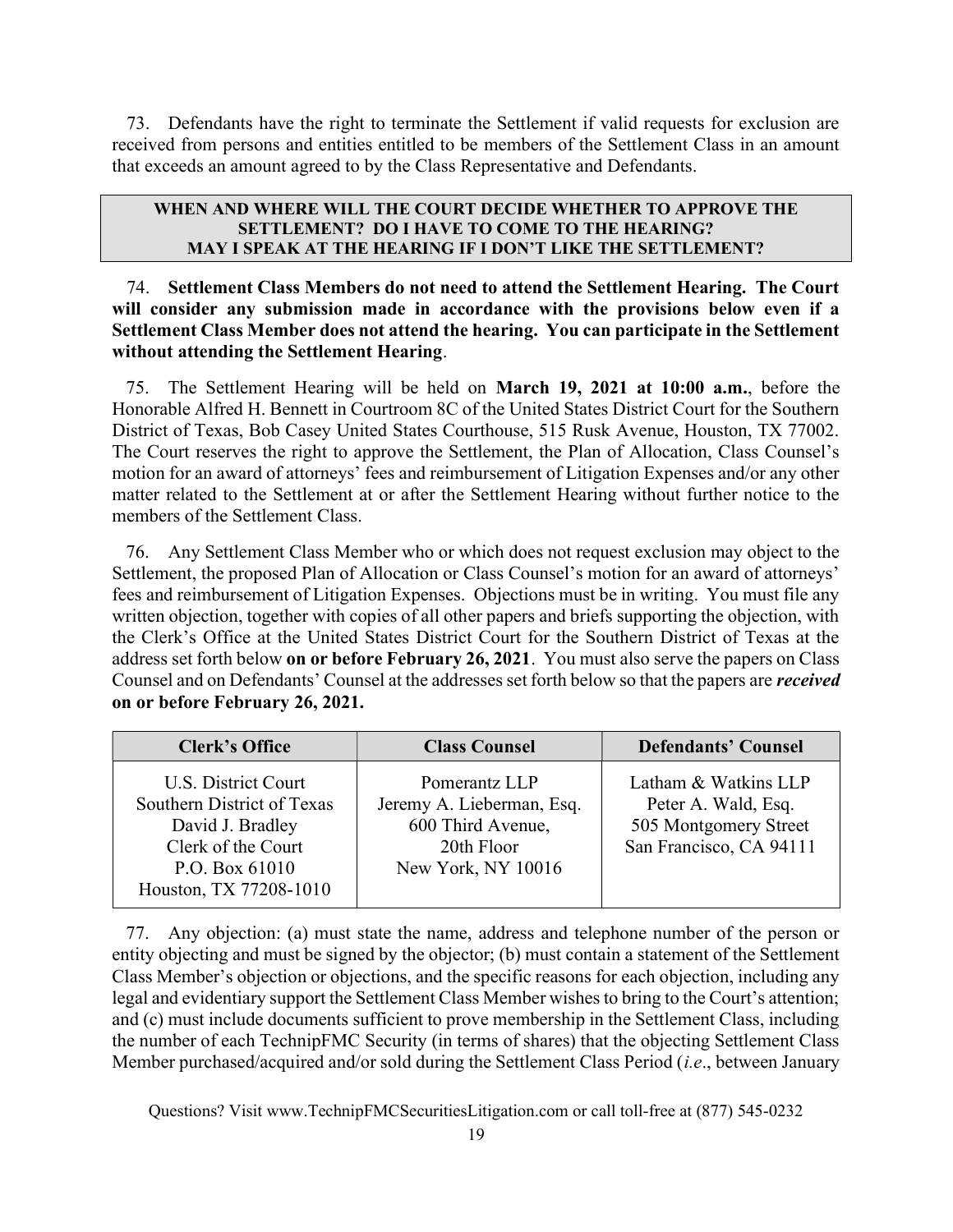73. Defendants have the right to terminate the Settlement if valid requests for exclusion are received from persons and entities entitled to be members of the Settlement Class in an amount that exceeds an amount agreed to by the Class Representative and Defendants.

## WHEN AND WHERE WILL THE COURT DECIDE WHETHER TO APPROVE THE SETTLEMENT? DO I HAVE TO COME TO THE HEARING? MAY I SPEAK AT THE HEARING IF I DON'T LIKE THE SETTLEMENT?

74. **Settlement Class Members do not need to attend the Settlement Hearing. The Court will consider any submission made in accordance with the provisions below even if a Settlement Class Member does not attend the hearing. You can participate in the Settlement without attending the Settlement Hearing**.

75. The Settlement Hearing will be held on **March 19, 2021 at 10:00 a.m.**, before the Honorable Alfred H. Bennett in Courtroom 8C of the United States District Court for the Southern District of Texas, Bob Casey United States Courthouse, 515 Rusk Avenue, Houston, TX 77002. The Court reserves the right to approve the Settlement, the Plan of Allocation, Class Counsel's motion for an award of attorneys' fees and reimbursement of Litigation Expenses and/or any other matter related to the Settlement at or after the Settlement Hearing without further notice to the members of the Settlement Class.

76. Any Settlement Class Member who or which does not request exclusion may object to the Settlement, the proposed Plan of Allocation or Class Counsel's motion for an award of attorneys' fees and reimbursement of Litigation Expenses. Objections must be in writing. You must file any written objection, together with copies of all other papers and briefs supporting the objection, with the Clerk's Office at the United States District Court for the Southern District of Texas at the address set forth below **on or before February 26, 2021**. You must also serve the papers on Class Counsel and on Defendants' Counsel at the addresses set forth below so that the papers are ***received*** **on or before February 26, 2021.**

| Clerk's Office | Class Counsel | Defendants' Counsel |
|---|---|---|
| U.S. District Court<br>Southern District of Texas<br>David J. Bradley<br>Clerk of the Court<br>P.O. Box 61010<br>Houston, TX 77208-1010 | Pomerantz LLP<br>Jeremy A. Lieberman, Esq.<br>600 Third Avenue,<br>20th Floor<br>New York, NY 10016 | Latham & Watkins LLP<br>Peter A. Wald, Esq.<br>505 Montgomery Street<br>San Francisco, CA 94111 |

77. Any objection: (a) must state the name, address and telephone number of the person or entity objecting and must be signed by the objector; (b) must contain a statement of the Settlement Class Member's objection or objections, and the specific reasons for each objection, including any legal and evidentiary support the Settlement Class Member wishes to bring to the Court's attention; and (c) must include documents sufficient to prove membership in the Settlement Class, including the number of each TechnipFMC Security (in terms of shares) that the objecting Settlement Class Member purchased/acquired and/or sold during the Settlement Class Period (*i.e*., between January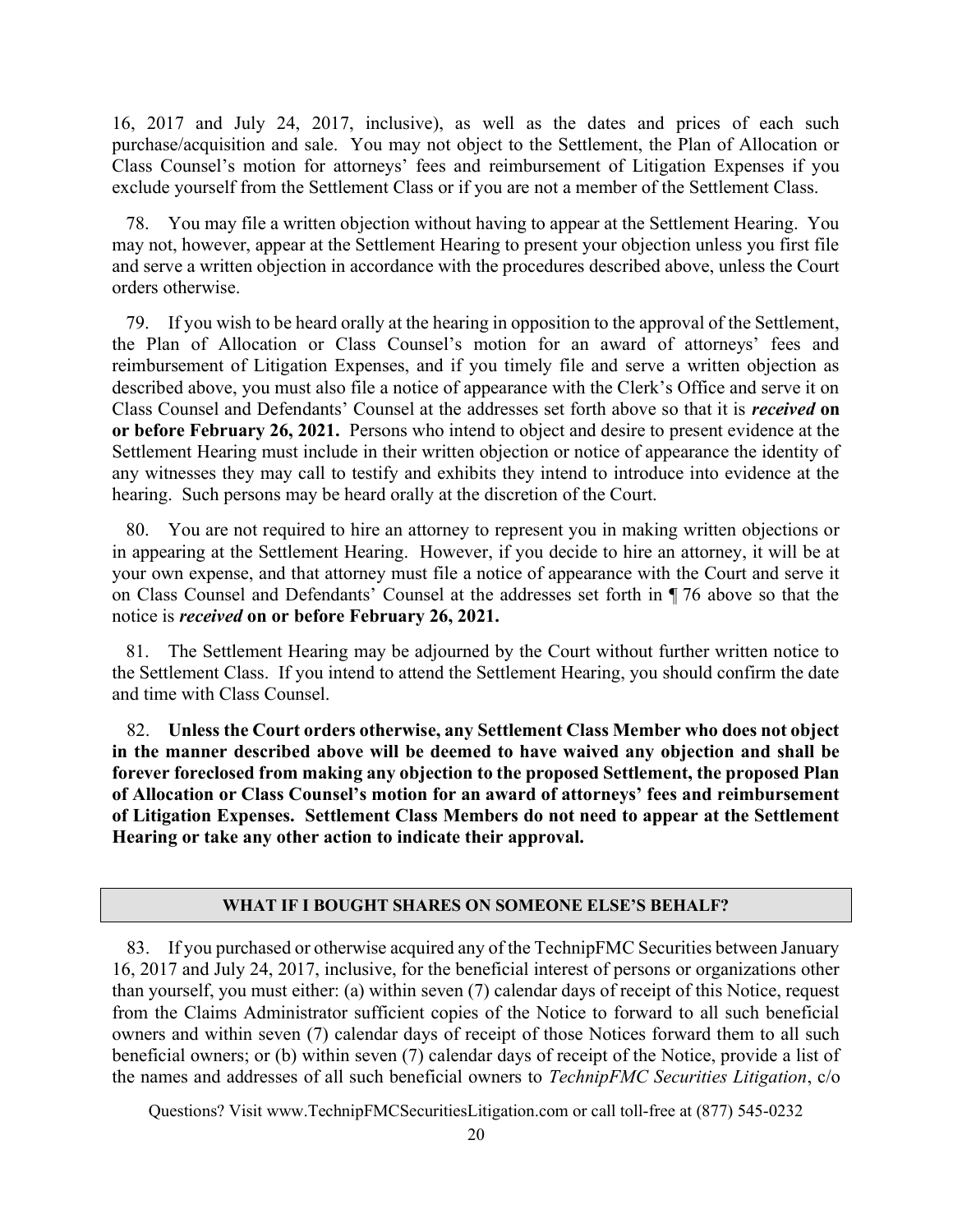16, 2017 and July 24, 2017, inclusive), as well as the dates and prices of each such purchase/acquisition and sale. You may not object to the Settlement, the Plan of Allocation or Class Counsel's motion for attorneys' fees and reimbursement of Litigation Expenses if you exclude yourself from the Settlement Class or if you are not a member of the Settlement Class.

78. You may file a written objection without having to appear at the Settlement Hearing. You may not, however, appear at the Settlement Hearing to present your objection unless you first file and serve a written objection in accordance with the procedures described above, unless the Court orders otherwise.

79. If you wish to be heard orally at the hearing in opposition to the approval of the Settlement, the Plan of Allocation or Class Counsel's motion for an award of attorneys' fees and reimbursement of Litigation Expenses, and if you timely file and serve a written objection as described above, you must also file a notice of appearance with the Clerk's Office and serve it on Class Counsel and Defendants' Counsel at the addresses set forth above so that it is ***received*** **on or before February 26, 2021.** Persons who intend to object and desire to present evidence at the Settlement Hearing must include in their written objection or notice of appearance the identity of any witnesses they may call to testify and exhibits they intend to introduce into evidence at the hearing. Such persons may be heard orally at the discretion of the Court.

80. You are not required to hire an attorney to represent you in making written objections or in appearing at the Settlement Hearing. However, if you decide to hire an attorney, it will be at your own expense, and that attorney must file a notice of appearance with the Court and serve it on Class Counsel and Defendants' Counsel at the addresses set forth in ¶ 76 above so that the notice is ***received*** **on or before February 26, 2021.**

81. The Settlement Hearing may be adjourned by the Court without further written notice to the Settlement Class. If you intend to attend the Settlement Hearing, you should confirm the date and time with Class Counsel.

82. **Unless the Court orders otherwise, any Settlement Class Member who does not object in the manner described above will be deemed to have waived any objection and shall be forever foreclosed from making any objection to the proposed Settlement, the proposed Plan of Allocation or Class Counsel's motion for an award of attorneys' fees and reimbursement of Litigation Expenses. Settlement Class Members do not need to appear at the Settlement Hearing or take any other action to indicate their approval.**

## WHAT IF I BOUGHT SHARES ON SOMEONE ELSE'S BEHALF?

83. If you purchased or otherwise acquired any of the TechnipFMC Securities between January 16, 2017 and July 24, 2017, inclusive, for the beneficial interest of persons or organizations other than yourself, you must either: (a) within seven (7) calendar days of receipt of this Notice, request from the Claims Administrator sufficient copies of the Notice to forward to all such beneficial owners and within seven (7) calendar days of receipt of those Notices forward them to all such beneficial owners; or (b) within seven (7) calendar days of receipt of the Notice, provide a list of the names and addresses of all such beneficial owners to *TechnipFMC Securities Litigation*, c/o

Questions? Visit www.TechnipFMCSecuritiesLitigation.com or call toll-free at (877) 545-0232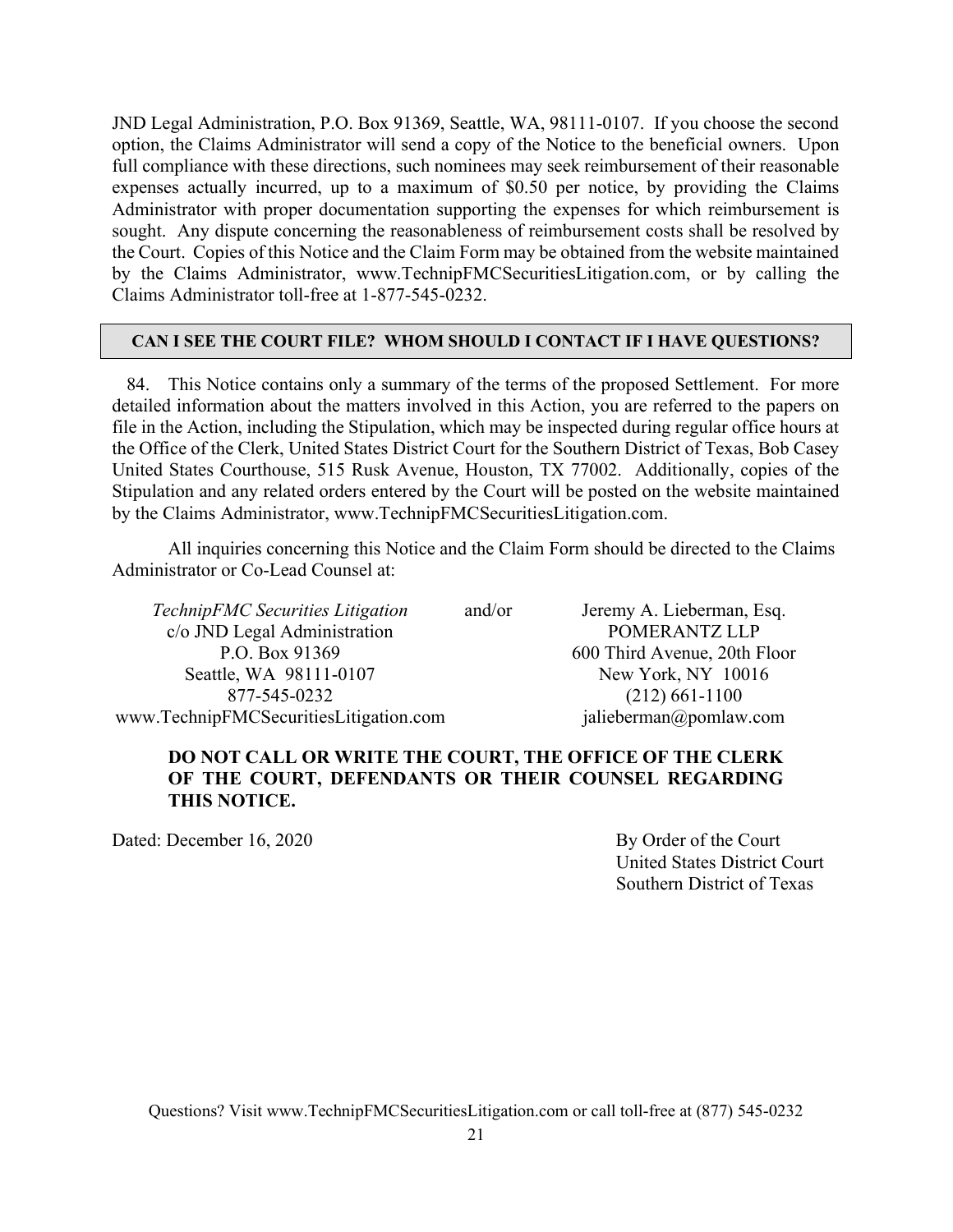JND Legal Administration, P.O. Box 91369, Seattle, WA, 98111-0107. If you choose the second option, the Claims Administrator will send a copy of the Notice to the beneficial owners. Upon full compliance with these directions, such nominees may seek reimbursement of their reasonable expenses actually incurred, up to a maximum of $0.50 per notice, by providing the Claims Administrator with proper documentation supporting the expenses for which reimbursement is sought. Any dispute concerning the reasonableness of reimbursement costs shall be resolved by the Court. Copies of this Notice and the Claim Form may be obtained from the website maintained by the Claims Administrator, www.TechnipFMCSecuritiesLitigation.com, or by calling the Claims Administrator toll-free at 1-877-545-0232.

## CAN I SEE THE COURT FILE? WHOM SHOULD I CONTACT IF I HAVE QUESTIONS?

84. This Notice contains only a summary of the terms of the proposed Settlement. For more detailed information about the matters involved in this Action, you are referred to the papers on file in the Action, including the Stipulation, which may be inspected during regular office hours at the Office of the Clerk, United States District Court for the Southern District of Texas, Bob Casey United States Courthouse, 515 Rusk Avenue, Houston, TX 77002. Additionally, copies of the Stipulation and any related orders entered by the Court will be posted on the website maintained by the Claims Administrator, www.TechnipFMCSecuritiesLitigation.com.

All inquiries concerning this Notice and the Claim Form should be directed to the Claims Administrator or Co-Lead Counsel at:

*TechnipFMC Securities Litigation*
c/o JND Legal Administration
P.O. Box 91369
Seattle, WA 98111-0107
877-545-0232
www.TechnipFMCSecuritiesLitigation.com

and/or

Jeremy A. Lieberman, Esq.
POMERANTZ LLP
600 Third Avenue, 20th Floor
New York, NY 10016
(212) 661-1100
jalieberman@pomlaw.com

**DO NOT CALL OR WRITE THE COURT, THE OFFICE OF THE CLERK OF THE COURT, DEFENDANTS OR THEIR COUNSEL REGARDING THIS NOTICE.**

Dated: December 16, 2020

By Order of the Court
United States District Court
Southern District of Texas